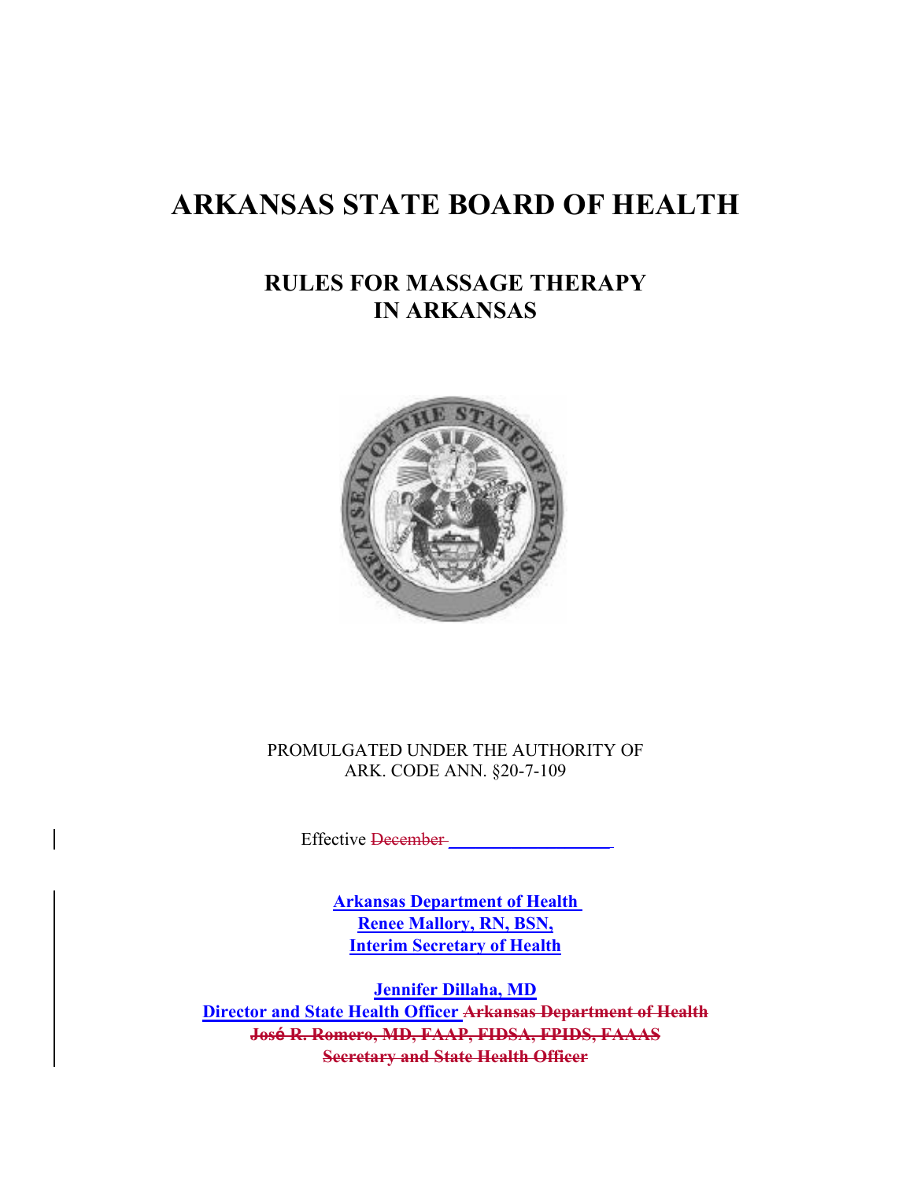# ARKANSAS STATE BOARD OF HEALTH

## RULES FOR MASSAGE THERAPY IN ARKANSAS

PROMULGATED UNDER THE AUTHORITY OF
ARK. CODE ANN. §20-7-109

Effective ~~December~~ ___________________

**Arkansas Department of Health**
**Renee Mallory, RN, BSN,**
**Interim Secretary of Health**

**Jennifer Dillaha, MD**
**Director and State Health Officer** ~~**Arkansas Department of Health**~~
~~**José R. Romero, MD, FAAP, FIDSA, FPIDS, FAAAS**~~
~~**Secretary and State Health Officer**~~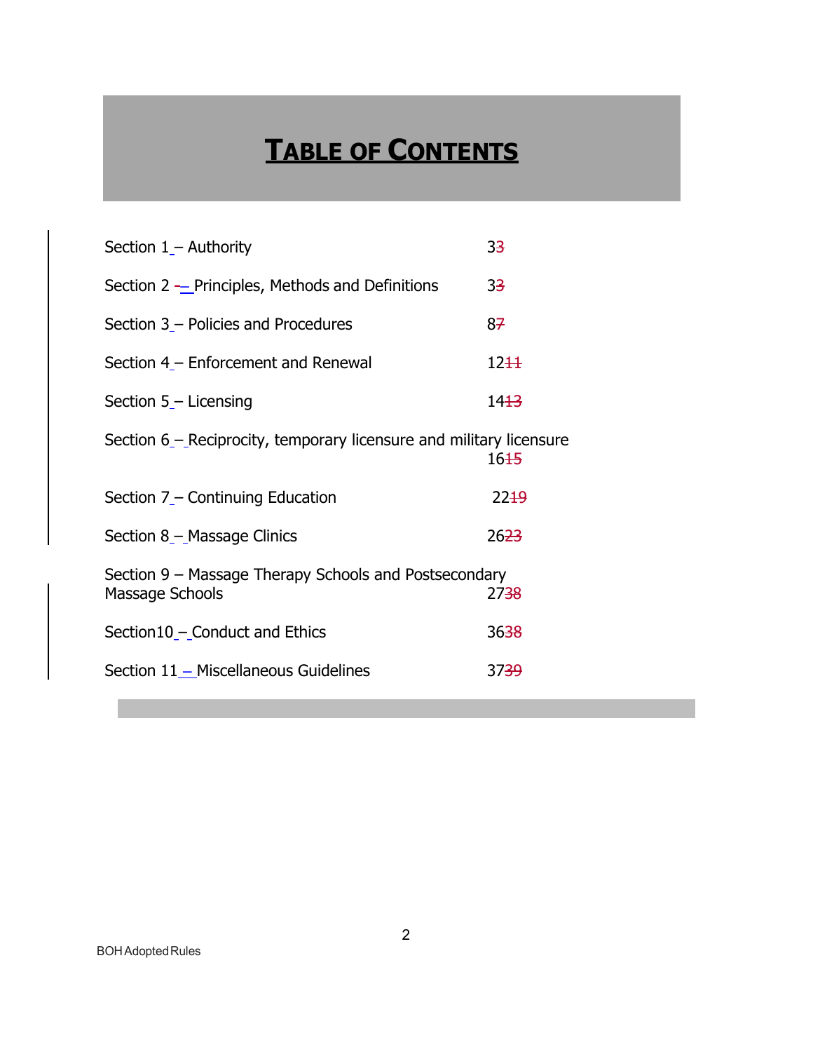# TABLE OF CONTENTS

| Section | Page |
|---|---|
| Section 1 – Authority | 33 |
| Section 2 – Principles, Methods and Definitions | 33 |
| Section 3 – Policies and Procedures | 87 |
| Section 4 – Enforcement and Renewal | 1211 |
| Section 5 – Licensing | 1413 |
| Section 6 – Reciprocity, temporary licensure and military licensure | 1615 |
| Section 7 – Continuing Education | 2219 |
| Section 8 – Massage Clinics | 2623 |
| Section 9 – Massage Therapy Schools and Postsecondary Massage Schools | 2738 |
| Section10 – Conduct and Ethics | 3638 |
| Section 11 – Miscellaneous Guidelines | 3739 |

BOH Adopted Rules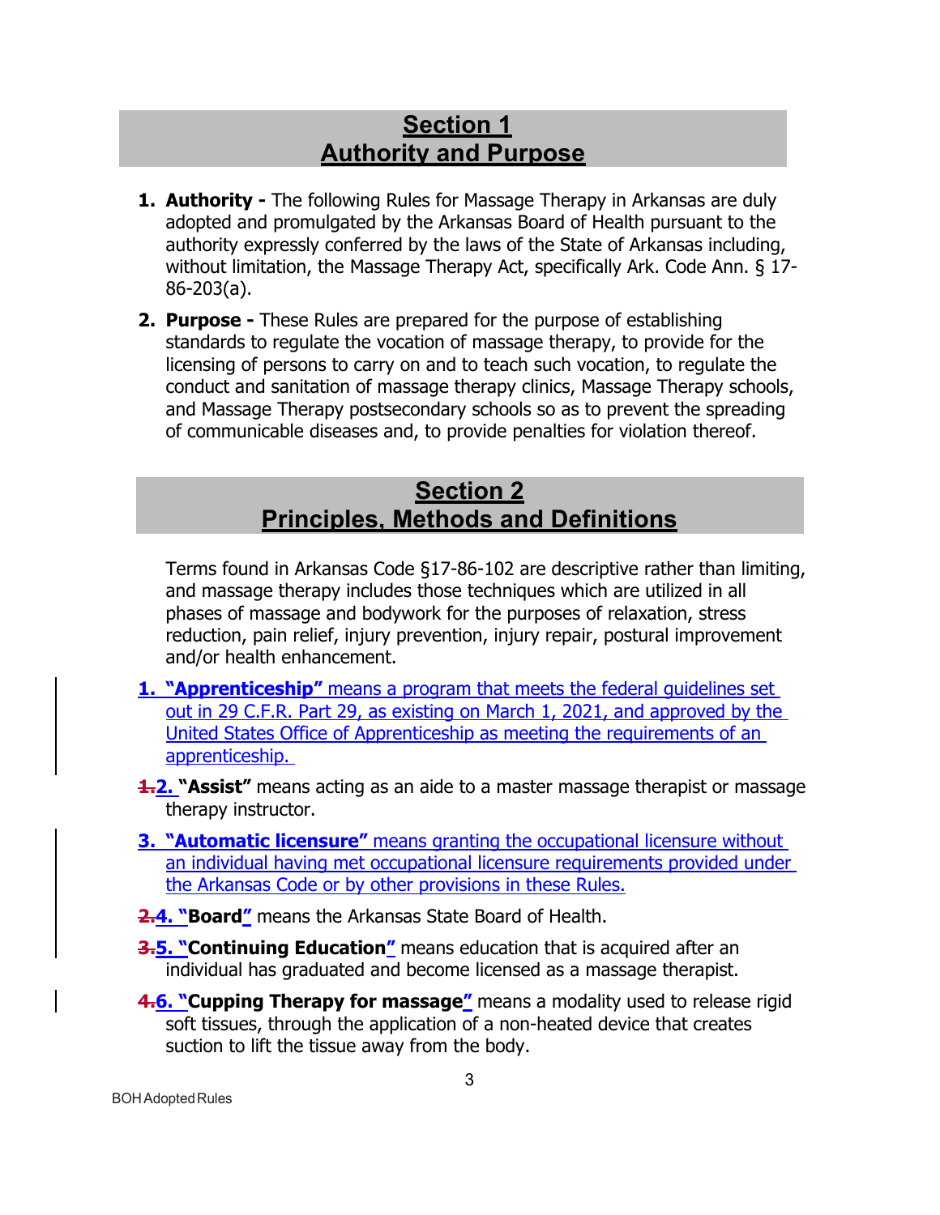## Section 1
## Authority and Purpose

1. **Authority -** The following Rules for Massage Therapy in Arkansas are duly adopted and promulgated by the Arkansas Board of Health pursuant to the authority expressly conferred by the laws of the State of Arkansas including, without limitation, the Massage Therapy Act, specifically Ark. Code Ann. § 17-86-203(a).
2. **Purpose -** These Rules are prepared for the purpose of establishing standards to regulate the vocation of massage therapy, to provide for the licensing of persons to carry on and to teach such vocation, to regulate the conduct and sanitation of massage therapy clinics, Massage Therapy schools, and Massage Therapy postsecondary schools so as to prevent the spreading of communicable diseases and, to provide penalties for violation thereof.

## Section 2
## Principles, Methods and Definitions

Terms found in Arkansas Code §17-86-102 are descriptive rather than limiting, and massage therapy includes those techniques which are utilized in all phases of massage and bodywork for the purposes of relaxation, stress reduction, pain relief, injury prevention, injury repair, postural improvement and/or health enhancement.

1. **"Apprenticeship"** means a program that meets the federal guidelines set out in 29 C.F.R. Part 29, as existing on March 1, 2021, and approved by the United States Office of Apprenticeship as meeting the requirements of an apprenticeship.

~~1.~~ 2. **"Assist"** means acting as an aide to a master massage therapist or massage therapy instructor.

3. **"Automatic licensure"** means granting the occupational licensure without an individual having met occupational licensure requirements provided under the Arkansas Code or by other provisions in these Rules.

~~2.~~ 4. **"Board"** means the Arkansas State Board of Health.

~~3.~~ 5. **"Continuing Education"** means education that is acquired after an individual has graduated and become licensed as a massage therapist.

~~4.~~ 6. **"Cupping Therapy for massage"** means a modality used to release rigid soft tissues, through the application of a non-heated device that creates suction to lift the tissue away from the body.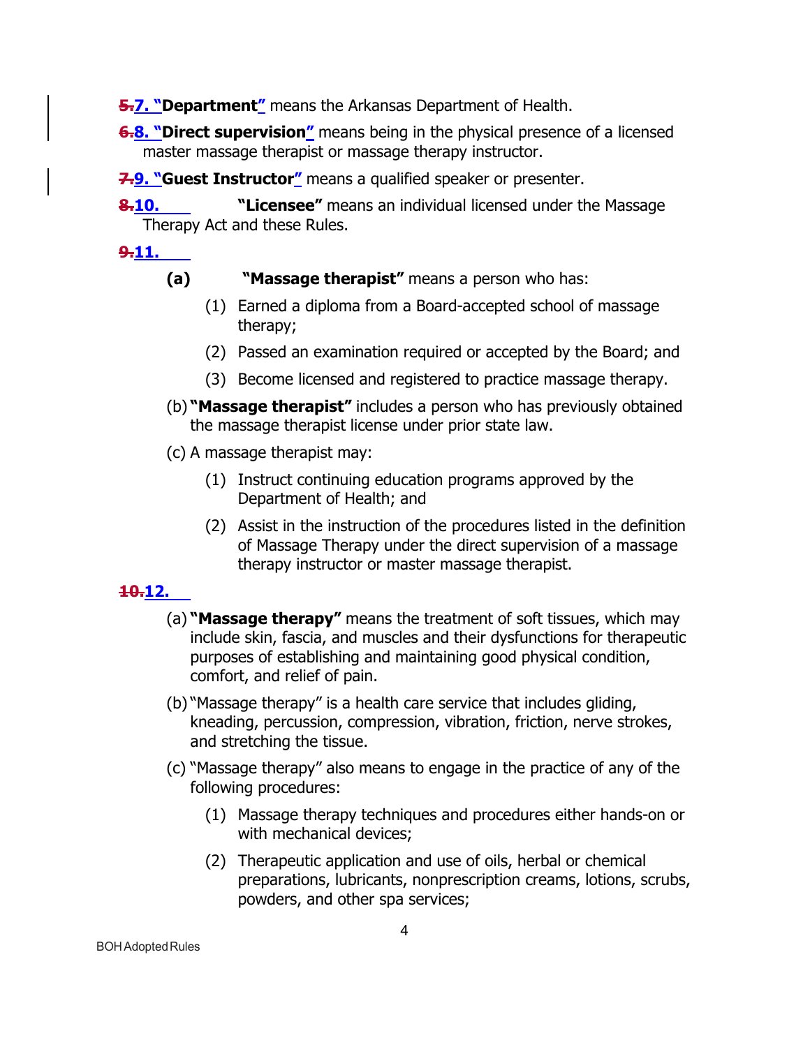~~5.~~7. "**Department**" means the Arkansas Department of Health.

~~6.~~8. "**Direct supervision**" means being in the physical presence of a licensed master massage therapist or massage therapy instructor.

~~7.~~9. "**Guest Instructor**" means a qualified speaker or presenter.

~~8.~~10. **"Licensee"** means an individual licensed under the Massage Therapy Act and these Rules.

~~9.~~11.

**(a)** **"Massage therapist"** means a person who has:

(1) Earned a diploma from a Board-accepted school of massage therapy;

(2) Passed an examination required or accepted by the Board; and

(3) Become licensed and registered to practice massage therapy.

(b) **"Massage therapist"** includes a person who has previously obtained the massage therapist license under prior state law.

(c) A massage therapist may:

(1) Instruct continuing education programs approved by the Department of Health; and

(2) Assist in the instruction of the procedures listed in the definition of Massage Therapy under the direct supervision of a massage therapy instructor or master massage therapist.

~~10.~~12.

(a) **"Massage therapy"** means the treatment of soft tissues, which may include skin, fascia, and muscles and their dysfunctions for therapeutic purposes of establishing and maintaining good physical condition, comfort, and relief of pain.

(b) "Massage therapy" is a health care service that includes gliding, kneading, percussion, compression, vibration, friction, nerve strokes, and stretching the tissue.

(c) "Massage therapy" also means to engage in the practice of any of the following procedures:

(1) Massage therapy techniques and procedures either hands-on or with mechanical devices;

(2) Therapeutic application and use of oils, herbal or chemical preparations, lubricants, nonprescription creams, lotions, scrubs, powders, and other spa services;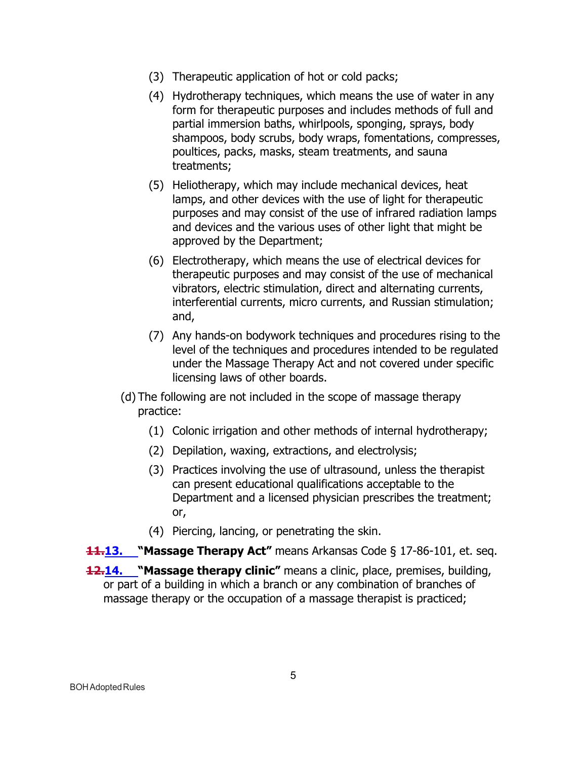(3) Therapeutic application of hot or cold packs;

(4) Hydrotherapy techniques, which means the use of water in any form for therapeutic purposes and includes methods of full and partial immersion baths, whirlpools, sponging, sprays, body shampoos, body scrubs, body wraps, fomentations, compresses, poultices, packs, masks, steam treatments, and sauna treatments;

(5) Heliotherapy, which may include mechanical devices, heat lamps, and other devices with the use of light for therapeutic purposes and may consist of the use of infrared radiation lamps and devices and the various uses of other light that might be approved by the Department;

(6) Electrotherapy, which means the use of electrical devices for therapeutic purposes and may consist of the use of mechanical vibrators, electric stimulation, direct and alternating currents, interferential currents, micro currents, and Russian stimulation; and,

(7) Any hands-on bodywork techniques and procedures rising to the level of the techniques and procedures intended to be regulated under the Massage Therapy Act and not covered under specific licensing laws of other boards.

(d) The following are not included in the scope of massage therapy practice:

(1) Colonic irrigation and other methods of internal hydrotherapy;

(2) Depilation, waxing, extractions, and electrolysis;

(3) Practices involving the use of ultrasound, unless the therapist can present educational qualifications acceptable to the Department and a licensed physician prescribes the treatment; or,

(4) Piercing, lancing, or penetrating the skin.

~~11.~~13. **"Massage Therapy Act"** means Arkansas Code § 17-86-101, et. seq.

~~12.~~14. **"Massage therapy clinic"** means a clinic, place, premises, building, or part of a building in which a branch or any combination of branches of massage therapy or the occupation of a massage therapist is practiced;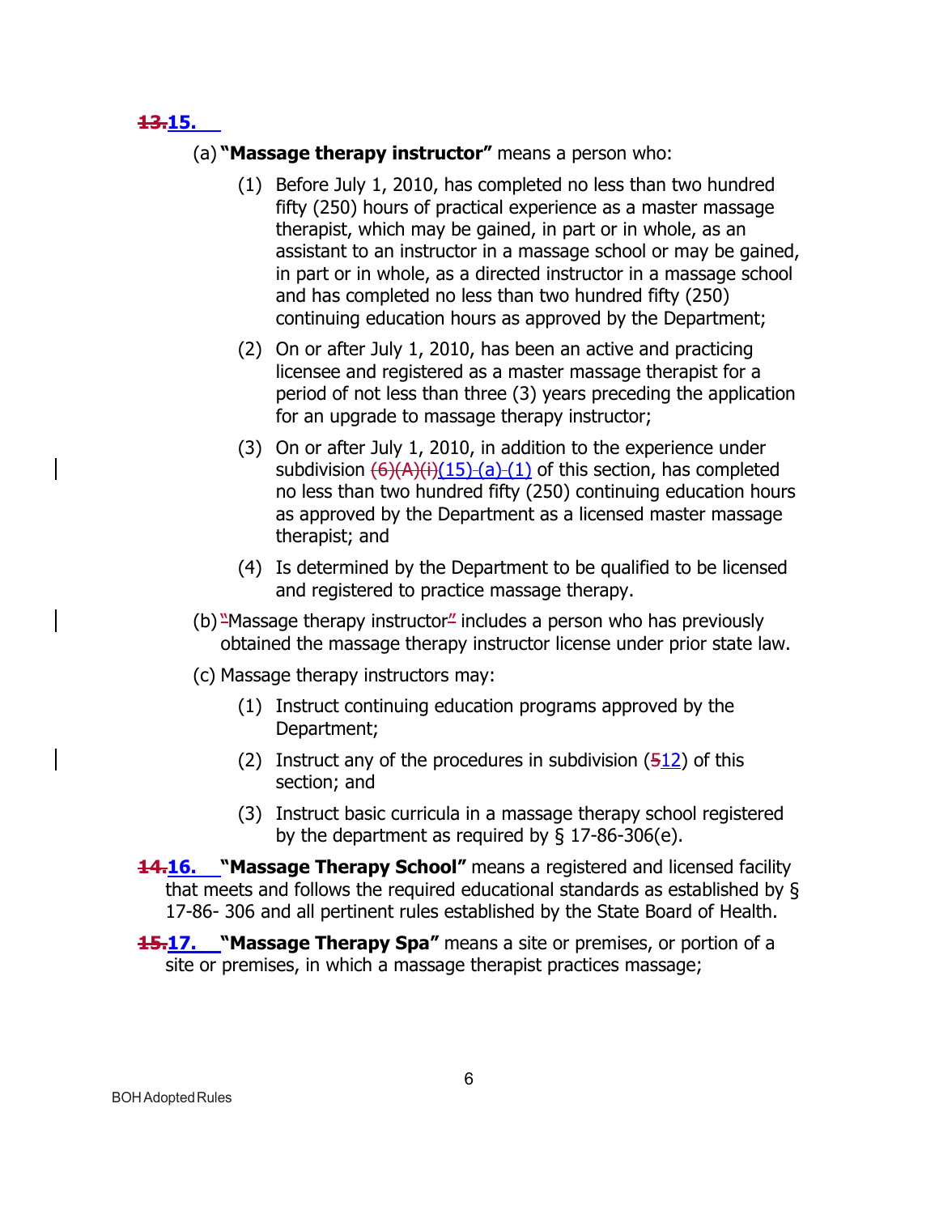~~13.~~**15.**

(a) **"Massage therapy instructor"** means a person who:

(1) Before July 1, 2010, has completed no less than two hundred fifty (250) hours of practical experience as a master massage therapist, which may be gained, in part or in whole, as an assistant to an instructor in a massage school or may be gained, in part or in whole, as a directed instructor in a massage school and has completed no less than two hundred fifty (250) continuing education hours as approved by the Department;

(2) On or after July 1, 2010, has been an active and practicing licensee and registered as a master massage therapist for a period of not less than three (3) years preceding the application for an upgrade to massage therapy instructor;

(3) On or after July 1, 2010, in addition to the experience under subdivision ~~(6)(A)(i)~~(15)(a)(1) of this section, has completed no less than two hundred fifty (250) continuing education hours as approved by the Department as a licensed master massage therapist; and

(4) Is determined by the Department to be qualified to be licensed and registered to practice massage therapy.

(b) ~~"~~Massage therapy instructor~~"~~ includes a person who has previously obtained the massage therapy instructor license under prior state law.

(c) Massage therapy instructors may:

(1) Instruct continuing education programs approved by the Department;

(2) Instruct any of the procedures in subdivision (~~5~~12) of this section; and

(3) Instruct basic curricula in a massage therapy school registered by the department as required by § 17-86-306(e).

~~14.~~**16.** **"Massage Therapy School"** means a registered and licensed facility that meets and follows the required educational standards as established by § 17-86- 306 and all pertinent rules established by the State Board of Health.

~~15.~~**17.** **"Massage Therapy Spa"** means a site or premises, or portion of a site or premises, in which a massage therapist practices massage;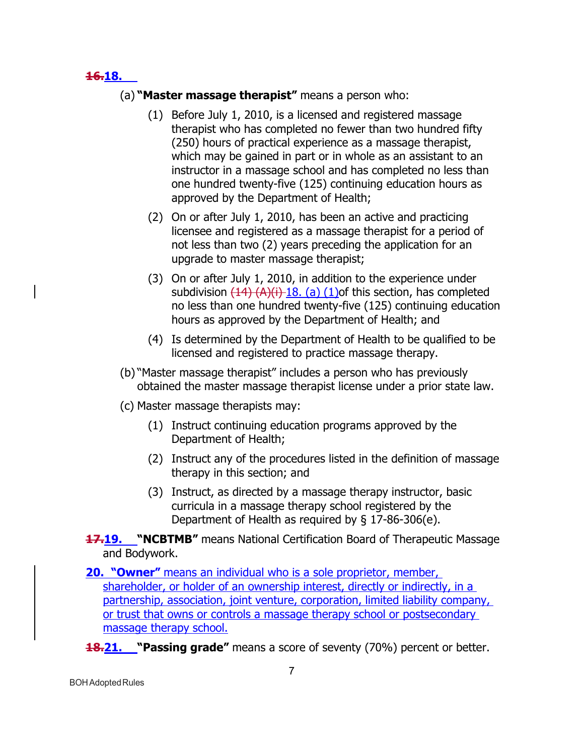~~16.~~18.

(a) **"Master massage therapist"** means a person who:

(1) Before July 1, 2010, is a licensed and registered massage therapist who has completed no fewer than two hundred fifty (250) hours of practical experience as a massage therapist, which may be gained in part or in whole as an assistant to an instructor in a massage school and has completed no less than one hundred twenty-five (125) continuing education hours as approved by the Department of Health;

(2) On or after July 1, 2010, has been an active and practicing licensee and registered as a massage therapist for a period of not less than two (2) years preceding the application for an upgrade to master massage therapist;

(3) On or after July 1, 2010, in addition to the experience under subdivision ~~(14) (A)(i)~~ 18. (a) (1)of this section, has completed no less than one hundred twenty-five (125) continuing education hours as approved by the Department of Health; and

(4) Is determined by the Department of Health to be qualified to be licensed and registered to practice massage therapy.

(b) "Master massage therapist" includes a person who has previously obtained the master massage therapist license under a prior state law.

(c) Master massage therapists may:

(1) Instruct continuing education programs approved by the Department of Health;

(2) Instruct any of the procedures listed in the definition of massage therapy in this section; and

(3) Instruct, as directed by a massage therapy instructor, basic curricula in a massage therapy school registered by the Department of Health as required by § 17-86-306(e).

~~17.~~19. **"NCBTMB"** means National Certification Board of Therapeutic Massage and Bodywork.

20. **"Owner"** means an individual who is a sole proprietor, member, shareholder, or holder of an ownership interest, directly or indirectly, in a partnership, association, joint venture, corporation, limited liability company, or trust that owns or controls a massage therapy school or postsecondary massage therapy school.

~~18.~~21. **"Passing grade"** means a score of seventy (70%) percent or better.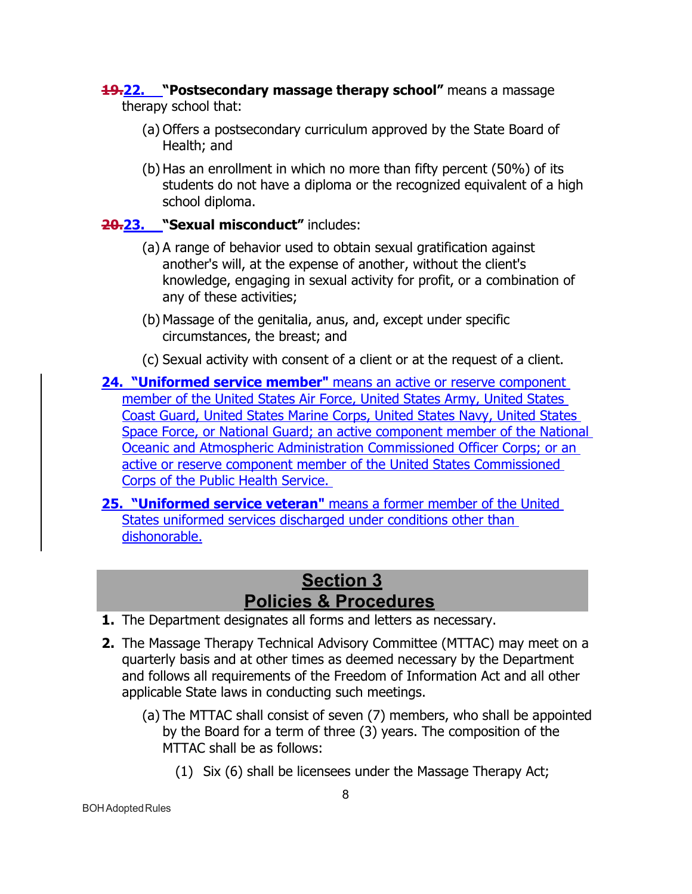~~19.~~ 22. **"Postsecondary massage therapy school"** means a massage therapy school that:

(a) Offers a postsecondary curriculum approved by the State Board of Health; and

(b) Has an enrollment in which no more than fifty percent (50%) of its students do not have a diploma or the recognized equivalent of a high school diploma.

~~20.~~ 23. **"Sexual misconduct"** includes:

(a) A range of behavior used to obtain sexual gratification against another's will, at the expense of another, without the client's knowledge, engaging in sexual activity for profit, or a combination of any of these activities;

(b) Massage of the genitalia, anus, and, except under specific circumstances, the breast; and

(c) Sexual activity with consent of a client or at the request of a client.

24. **"Uniformed service member"** means an active or reserve component member of the United States Air Force, United States Army, United States Coast Guard, United States Marine Corps, United States Navy, United States Space Force, or National Guard; an active component member of the National Oceanic and Atmospheric Administration Commissioned Officer Corps; or an active or reserve component member of the United States Commissioned Corps of the Public Health Service.

25. **"Uniformed service veteran"** means a former member of the United States uniformed services discharged under conditions other than dishonorable.

## Section 3
## Policies & Procedures

1. The Department designates all forms and letters as necessary.
2. The Massage Therapy Technical Advisory Committee (MTTAC) may meet on a quarterly basis and at other times as deemed necessary by the Department and follows all requirements of the Freedom of Information Act and all other applicable State laws in conducting such meetings.

   (a) The MTTAC shall consist of seven (7) members, who shall be appointed by the Board for a term of three (3) years. The composition of the MTTAC shall be as follows:

      (1) Six (6) shall be licensees under the Massage Therapy Act;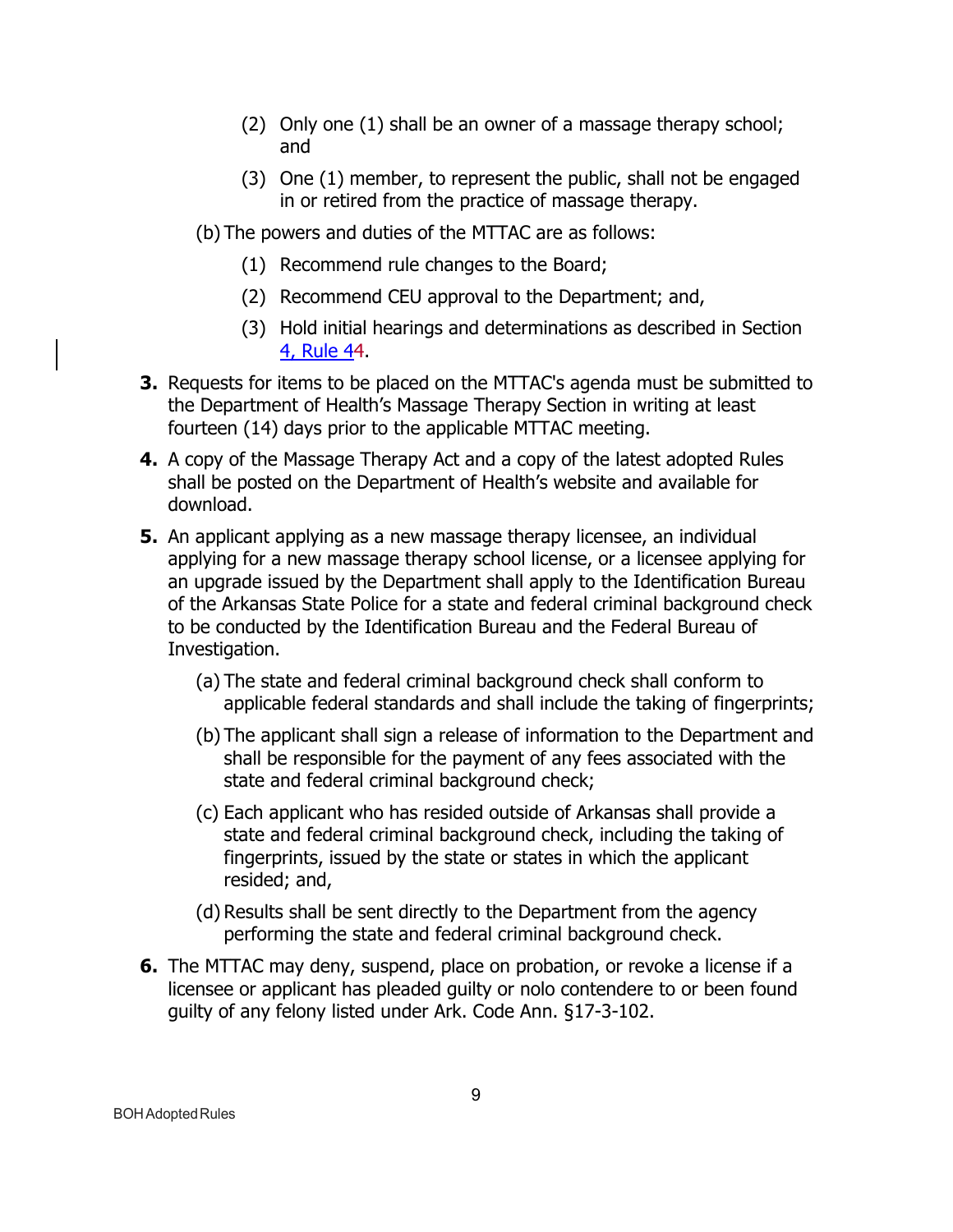(2) Only one (1) shall be an owner of a massage therapy school; and

   (3) One (1) member, to represent the public, shall not be engaged in or retired from the practice of massage therapy.

 (b) The powers and duties of the MTTAC are as follows:

   (1) Recommend rule changes to the Board;

   (2) Recommend CEU approval to the Department; and,

   (3) Hold initial hearings and determinations as described in Section 4, Rule 44.

**3.** Requests for items to be placed on the MTTAC's agenda must be submitted to the Department of Health's Massage Therapy Section in writing at least fourteen (14) days prior to the applicable MTTAC meeting.

**4.** A copy of the Massage Therapy Act and a copy of the latest adopted Rules shall be posted on the Department of Health's website and available for download.

**5.** An applicant applying as a new massage therapy licensee, an individual applying for a new massage therapy school license, or a licensee applying for an upgrade issued by the Department shall apply to the Identification Bureau of the Arkansas State Police for a state and federal criminal background check to be conducted by the Identification Bureau and the Federal Bureau of Investigation.

 (a) The state and federal criminal background check shall conform to applicable federal standards and shall include the taking of fingerprints;

 (b) The applicant shall sign a release of information to the Department and shall be responsible for the payment of any fees associated with the state and federal criminal background check;

 (c) Each applicant who has resided outside of Arkansas shall provide a state and federal criminal background check, including the taking of fingerprints, issued by the state or states in which the applicant resided; and,

 (d) Results shall be sent directly to the Department from the agency performing the state and federal criminal background check.

**6.** The MTTAC may deny, suspend, place on probation, or revoke a license if a licensee or applicant has pleaded guilty or nolo contendere to or been found guilty of any felony listed under Ark. Code Ann. §17-3-102.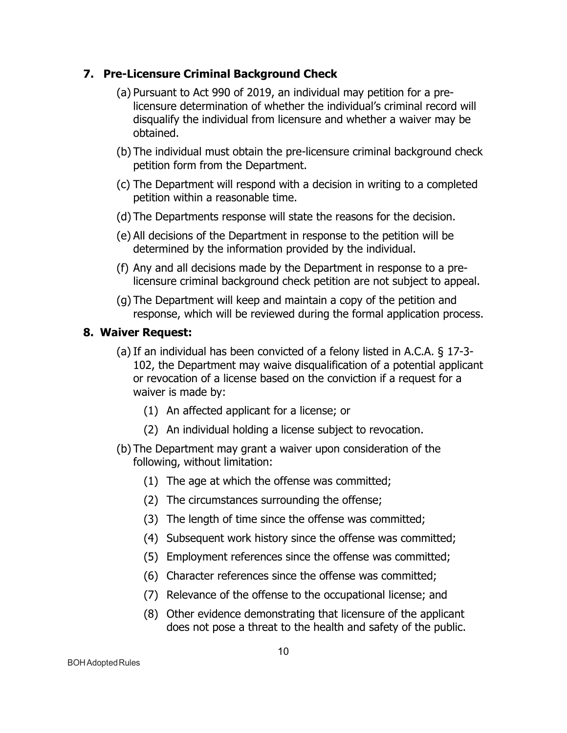**7. Pre-Licensure Criminal Background Check**

(a) Pursuant to Act 990 of 2019, an individual may petition for a pre-licensure determination of whether the individual's criminal record will disqualify the individual from licensure and whether a waiver may be obtained.

(b) The individual must obtain the pre-licensure criminal background check petition form from the Department.

(c) The Department will respond with a decision in writing to a completed petition within a reasonable time.

(d) The Departments response will state the reasons for the decision.

(e) All decisions of the Department in response to the petition will be determined by the information provided by the individual.

(f) Any and all decisions made by the Department in response to a pre-licensure criminal background check petition are not subject to appeal.

(g) The Department will keep and maintain a copy of the petition and response, which will be reviewed during the formal application process.

**8. Waiver Request:**

(a) If an individual has been convicted of a felony listed in A.C.A. § 17-3-102, the Department may waive disqualification of a potential applicant or revocation of a license based on the conviction if a request for a waiver is made by:

(1) An affected applicant for a license; or

(2) An individual holding a license subject to revocation.

(b) The Department may grant a waiver upon consideration of the following, without limitation:

(1) The age at which the offense was committed;

(2) The circumstances surrounding the offense;

(3) The length of time since the offense was committed;

(4) Subsequent work history since the offense was committed;

(5) Employment references since the offense was committed;

(6) Character references since the offense was committed;

(7) Relevance of the offense to the occupational license; and

(8) Other evidence demonstrating that licensure of the applicant does not pose a threat to the health and safety of the public.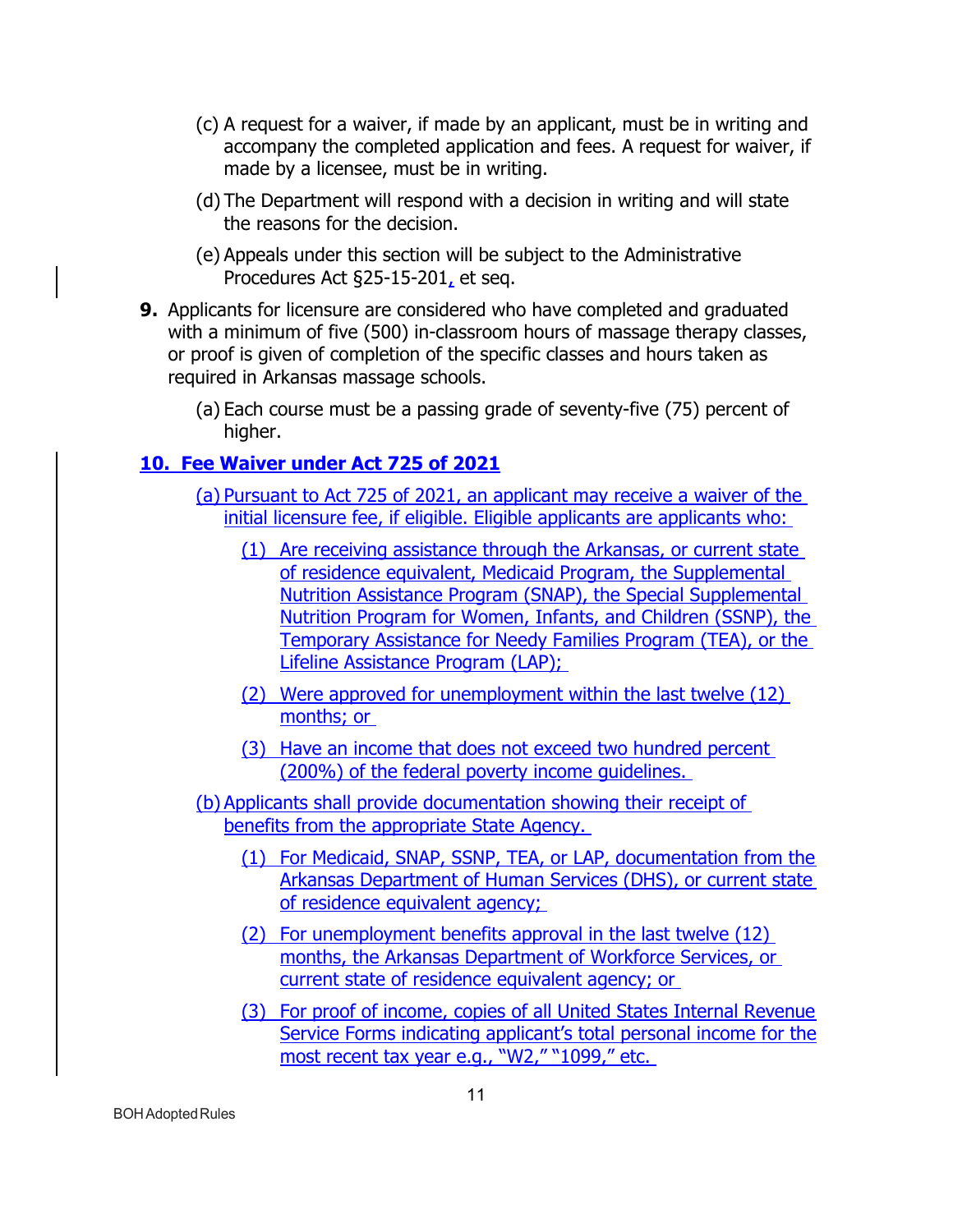(c) A request for a waiver, if made by an applicant, must be in writing and accompany the completed application and fees. A request for waiver, if made by a licensee, must be in writing.

(d) The Department will respond with a decision in writing and will state the reasons for the decision.

(e) Appeals under this section will be subject to the Administrative Procedures Act §25-15-201, et seq.

**9.** Applicants for licensure are considered who have completed and graduated with a minimum of five (500) in-classroom hours of massage therapy classes, or proof is given of completion of the specific classes and hours taken as required in Arkansas massage schools.

(a) Each course must be a passing grade of seventy-five (75) percent of higher.

**10. Fee Waiver under Act 725 of 2021**

(a) Pursuant to Act 725 of 2021, an applicant may receive a waiver of the initial licensure fee, if eligible. Eligible applicants are applicants who:

(1) Are receiving assistance through the Arkansas, or current state of residence equivalent, Medicaid Program, the Supplemental Nutrition Assistance Program (SNAP), the Special Supplemental Nutrition Program for Women, Infants, and Children (SSNP), the Temporary Assistance for Needy Families Program (TEA), or the Lifeline Assistance Program (LAP);

(2) Were approved for unemployment within the last twelve (12) months; or

(3) Have an income that does not exceed two hundred percent (200%) of the federal poverty income guidelines.

(b) Applicants shall provide documentation showing their receipt of benefits from the appropriate State Agency.

(1) For Medicaid, SNAP, SSNP, TEA, or LAP, documentation from the Arkansas Department of Human Services (DHS), or current state of residence equivalent agency;

(2) For unemployment benefits approval in the last twelve (12) months, the Arkansas Department of Workforce Services, or current state of residence equivalent agency; or

(3) For proof of income, copies of all United States Internal Revenue Service Forms indicating applicant's total personal income for the most recent tax year e.g., "W2," "1099," etc.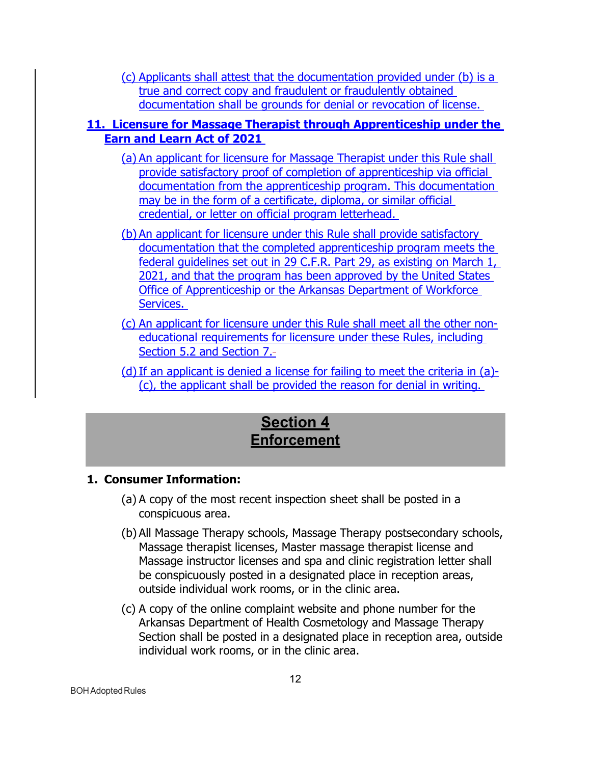(c) Applicants shall attest that the documentation provided under (b) is a true and correct copy and fraudulent or fraudulently obtained documentation shall be grounds for denial or revocation of license.

**11. Licensure for Massage Therapist through Apprenticeship under the Earn and Learn Act of 2021**

(a) An applicant for licensure for Massage Therapist under this Rule shall provide satisfactory proof of completion of apprenticeship via official documentation from the apprenticeship program. This documentation may be in the form of a certificate, diploma, or similar official credential, or letter on official program letterhead.

(b) An applicant for licensure under this Rule shall provide satisfactory documentation that the completed apprenticeship program meets the federal guidelines set out in 29 C.F.R. Part 29, as existing on March 1, 2021, and that the program has been approved by the United States Office of Apprenticeship or the Arkansas Department of Workforce Services.

(c) An applicant for licensure under this Rule shall meet all the other non-educational requirements for licensure under these Rules, including Section 5.2 and Section 7.

(d) If an applicant is denied a license for failing to meet the criteria in (a)-(c), the applicant shall be provided the reason for denial in writing.

# Section 4
# Enforcement

**1. Consumer Information:**

(a) A copy of the most recent inspection sheet shall be posted in a conspicuous area.

(b) All Massage Therapy schools, Massage Therapy postsecondary schools, Massage therapist licenses, Master massage therapist license and Massage instructor licenses and spa and clinic registration letter shall be conspicuously posted in a designated place in reception areas, outside individual work rooms, or in the clinic area.

(c) A copy of the online complaint website and phone number for the Arkansas Department of Health Cosmetology and Massage Therapy Section shall be posted in a designated place in reception area, outside individual work rooms, or in the clinic area.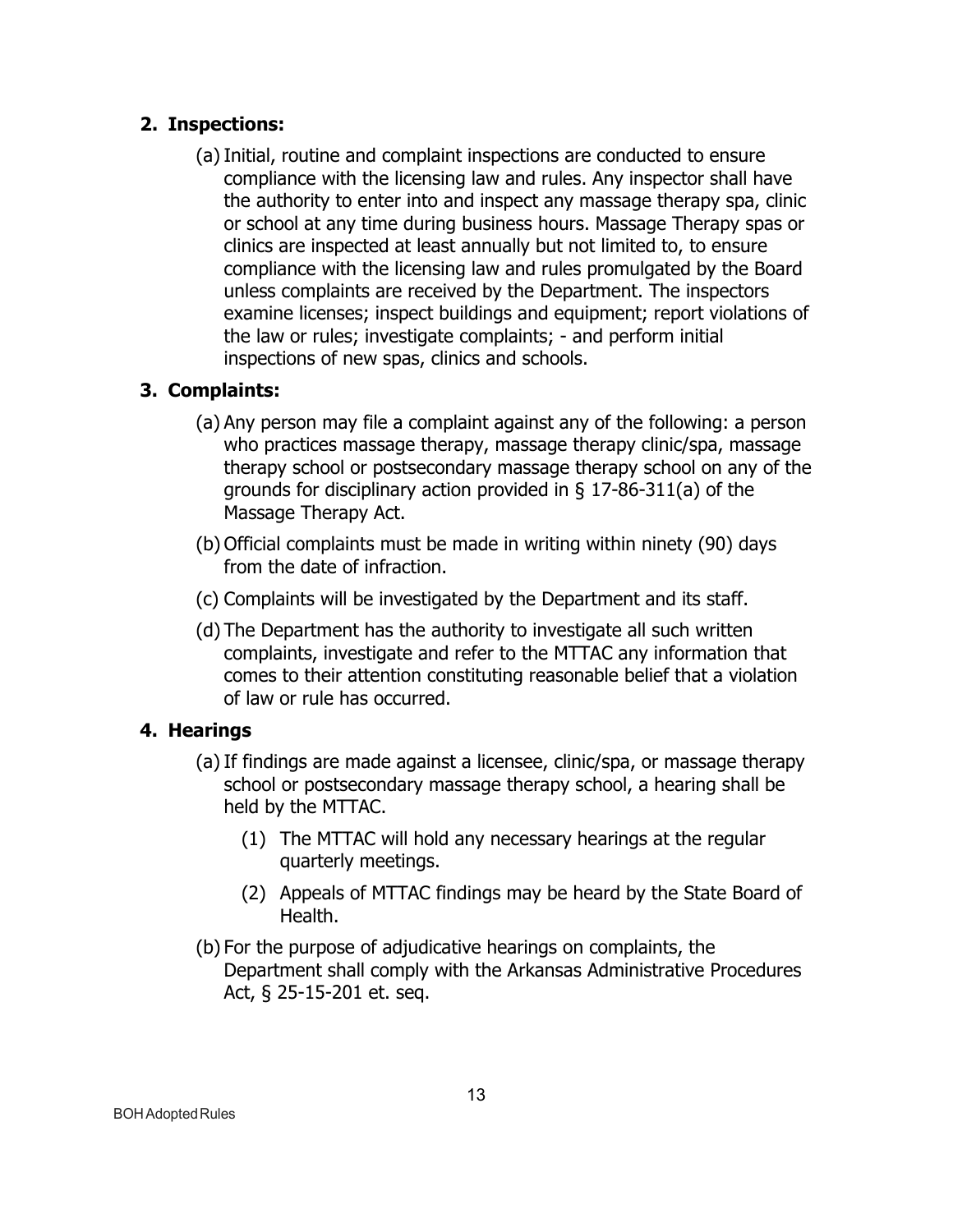## 2. Inspections:

(a) Initial, routine and complaint inspections are conducted to ensure compliance with the licensing law and rules. Any inspector shall have the authority to enter into and inspect any massage therapy spa, clinic or school at any time during business hours. Massage Therapy spas or clinics are inspected at least annually but not limited to, to ensure compliance with the licensing law and rules promulgated by the Board unless complaints are received by the Department. The inspectors examine licenses; inspect buildings and equipment; report violations of the law or rules; investigate complaints; - and perform initial inspections of new spas, clinics and schools.

## 3. Complaints:

(a) Any person may file a complaint against any of the following: a person who practices massage therapy, massage therapy clinic/spa, massage therapy school or postsecondary massage therapy school on any of the grounds for disciplinary action provided in § 17-86-311(a) of the Massage Therapy Act.

(b) Official complaints must be made in writing within ninety (90) days from the date of infraction.

(c) Complaints will be investigated by the Department and its staff.

(d) The Department has the authority to investigate all such written complaints, investigate and refer to the MTTAC any information that comes to their attention constituting reasonable belief that a violation of law or rule has occurred.

## 4. Hearings

(a) If findings are made against a licensee, clinic/spa, or massage therapy school or postsecondary massage therapy school, a hearing shall be held by the MTTAC.

  (1) The MTTAC will hold any necessary hearings at the regular quarterly meetings.

  (2) Appeals of MTTAC findings may be heard by the State Board of Health.

(b) For the purpose of adjudicative hearings on complaints, the Department shall comply with the Arkansas Administrative Procedures Act, § 25-15-201 et. seq.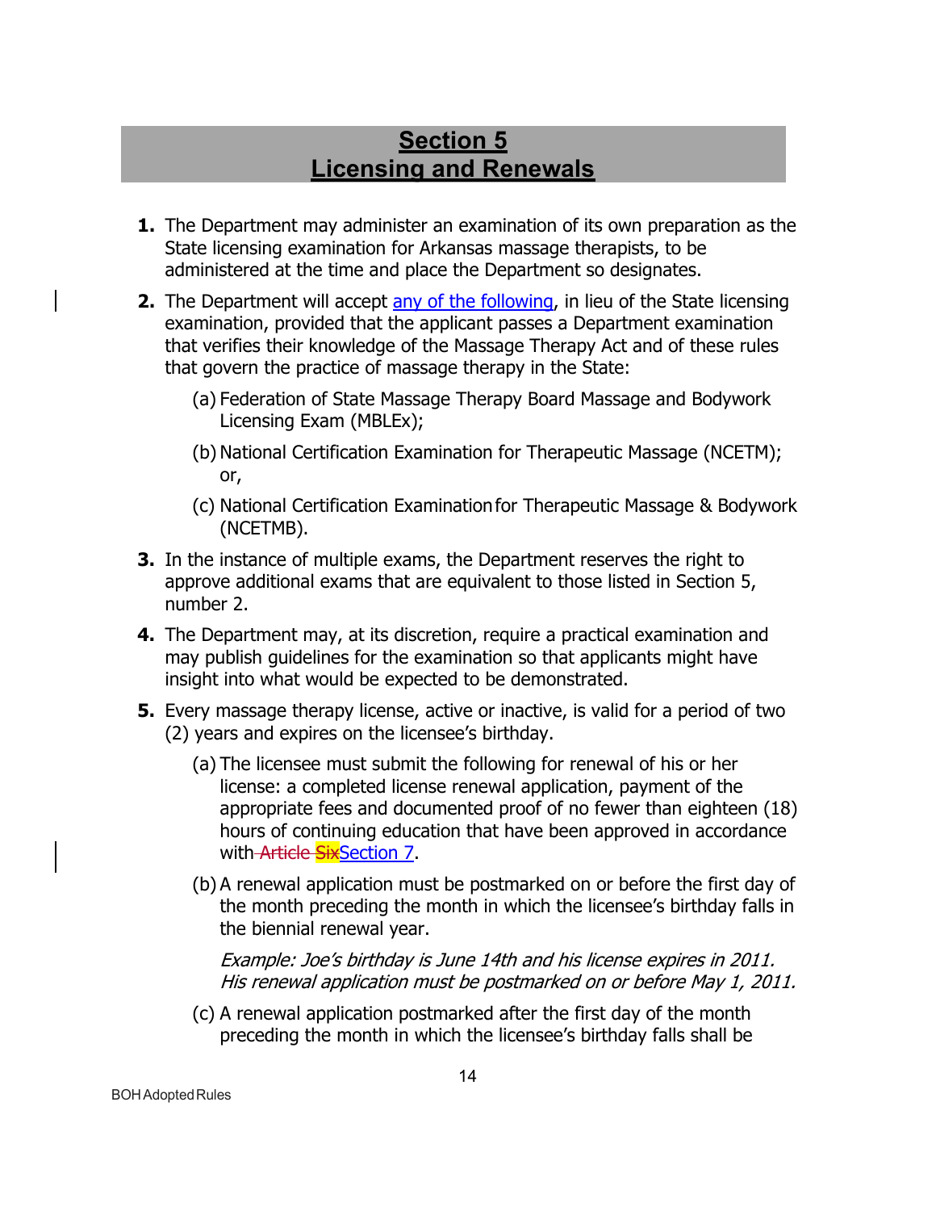## Section 5
## Licensing and Renewals

1. The Department may administer an examination of its own preparation as the State licensing examination for Arkansas massage therapists, to be administered at the time and place the Department so designates.
2. The Department will accept any of the following, in lieu of the State licensing examination, provided that the applicant passes a Department examination that verifies their knowledge of the Massage Therapy Act and of these rules that govern the practice of massage therapy in the State:
   - (a) Federation of State Massage Therapy Board Massage and Bodywork Licensing Exam (MBLEx);
   - (b) National Certification Examination for Therapeutic Massage (NCETM); or,
   - (c) National Certification Examination for Therapeutic Massage & Bodywork (NCETMB).
3. In the instance of multiple exams, the Department reserves the right to approve additional exams that are equivalent to those listed in Section 5, number 2.
4. The Department may, at its discretion, require a practical examination and may publish guidelines for the examination so that applicants might have insight into what would be expected to be demonstrated.
5. Every massage therapy license, active or inactive, is valid for a period of two (2) years and expires on the licensee's birthday.
   - (a) The licensee must submit the following for renewal of his or her license: a completed license renewal application, payment of the appropriate fees and documented proof of no fewer than eighteen (18) hours of continuing education that have been approved in accordance with ~~Article Six~~Section 7.
   - (b) A renewal application must be postmarked on or before the first day of the month preceding the month in which the licensee's birthday falls in the biennial renewal year.

     *Example: Joe's birthday is June 14th and his license expires in 2011. His renewal application must be postmarked on or before May 1, 2011.*
   - (c) A renewal application postmarked after the first day of the month preceding the month in which the licensee's birthday falls shall be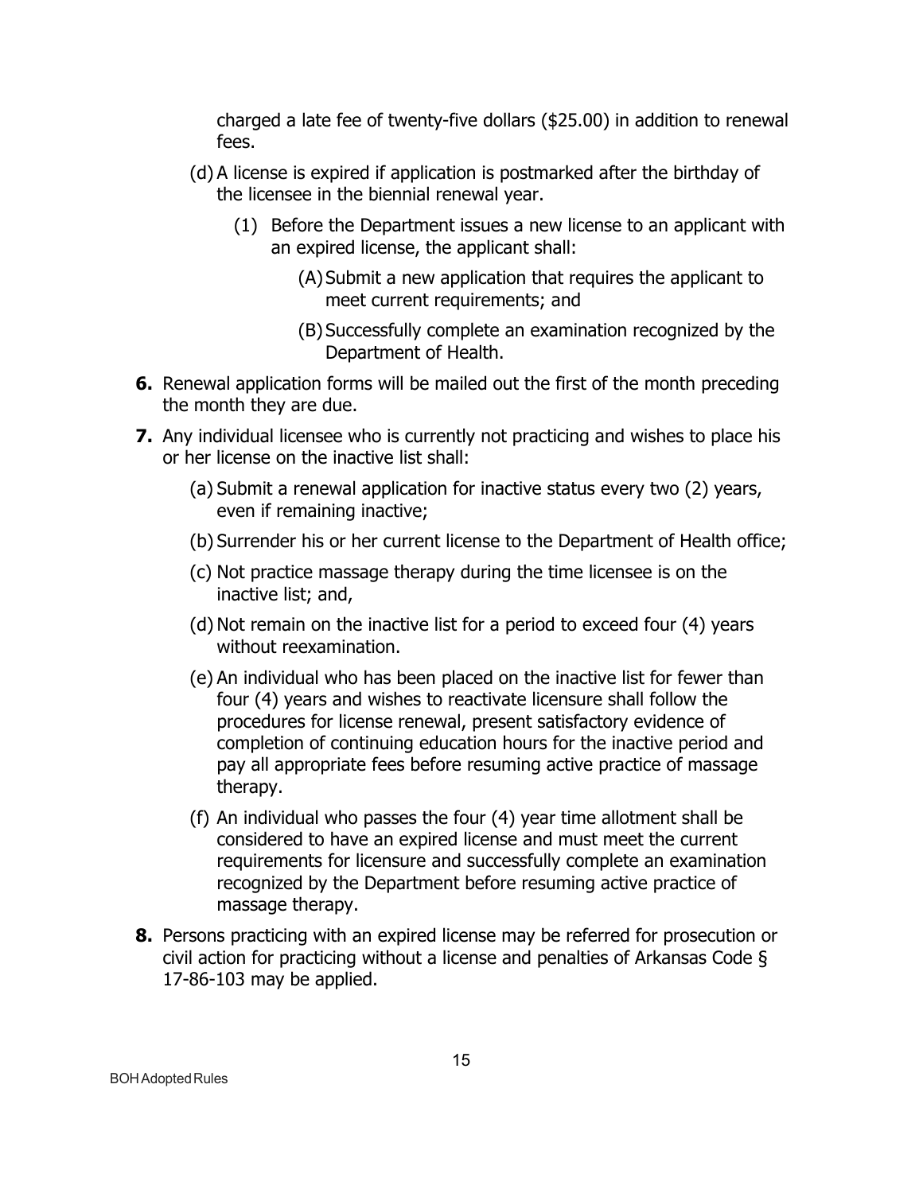charged a late fee of twenty-five dollars ($25.00) in addition to renewal fees.

(d) A license is expired if application is postmarked after the birthday of the licensee in the biennial renewal year.

   (1) Before the Department issues a new license to an applicant with an expired license, the applicant shall:

      (A) Submit a new application that requires the applicant to meet current requirements; and

      (B) Successfully complete an examination recognized by the Department of Health.

**6.** Renewal application forms will be mailed out the first of the month preceding the month they are due.

**7.** Any individual licensee who is currently not practicing and wishes to place his or her license on the inactive list shall:

   (a) Submit a renewal application for inactive status every two (2) years, even if remaining inactive;

   (b) Surrender his or her current license to the Department of Health office;

   (c) Not practice massage therapy during the time licensee is on the inactive list; and,

   (d) Not remain on the inactive list for a period to exceed four (4) years without reexamination.

   (e) An individual who has been placed on the inactive list for fewer than four (4) years and wishes to reactivate licensure shall follow the procedures for license renewal, present satisfactory evidence of completion of continuing education hours for the inactive period and pay all appropriate fees before resuming active practice of massage therapy.

   (f) An individual who passes the four (4) year time allotment shall be considered to have an expired license and must meet the current requirements for licensure and successfully complete an examination recognized by the Department before resuming active practice of massage therapy.

**8.** Persons practicing with an expired license may be referred for prosecution or civil action for practicing without a license and penalties of Arkansas Code § 17-86-103 may be applied.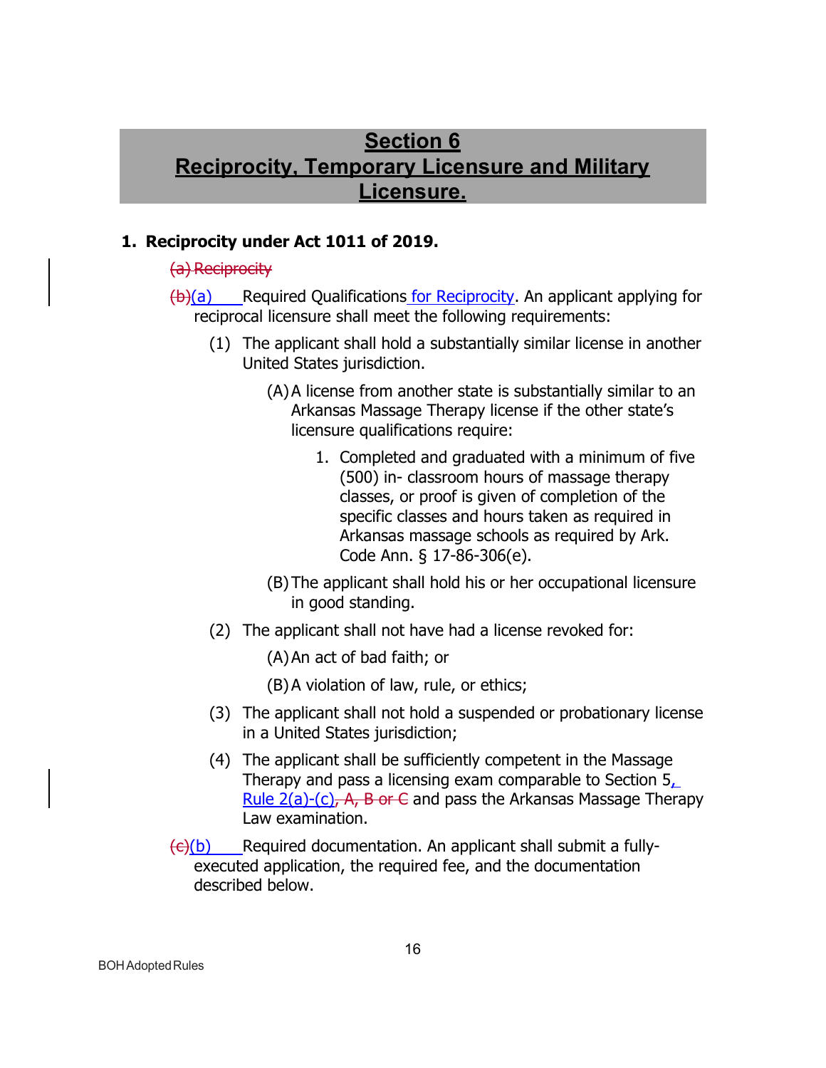# Section 6
# Reciprocity, Temporary Licensure and Military Licensure.

**1. Reciprocity under Act 1011 of 2019.**

~~(a) Reciprocity~~

~~(b)~~(a) Required Qualifications for Reciprocity. An applicant applying for reciprocal licensure shall meet the following requirements:

(1) The applicant shall hold a substantially similar license in another United States jurisdiction.

(A) A license from another state is substantially similar to an Arkansas Massage Therapy license if the other state's licensure qualifications require:

1. Completed and graduated with a minimum of five (500) in- classroom hours of massage therapy classes, or proof is given of completion of the specific classes and hours taken as required in Arkansas massage schools as required by Ark. Code Ann. § 17-86-306(e).

(B) The applicant shall hold his or her occupational licensure in good standing.

(2) The applicant shall not have had a license revoked for:

(A) An act of bad faith; or

(B) A violation of law, rule, or ethics;

(3) The applicant shall not hold a suspended or probationary license in a United States jurisdiction;

(4) The applicant shall be sufficiently competent in the Massage Therapy and pass a licensing exam comparable to Section 5, Rule 2(a)-(c)~~, A, B or C~~ and pass the Arkansas Massage Therapy Law examination.

~~(c)~~(b) Required documentation. An applicant shall submit a fully-executed application, the required fee, and the documentation described below.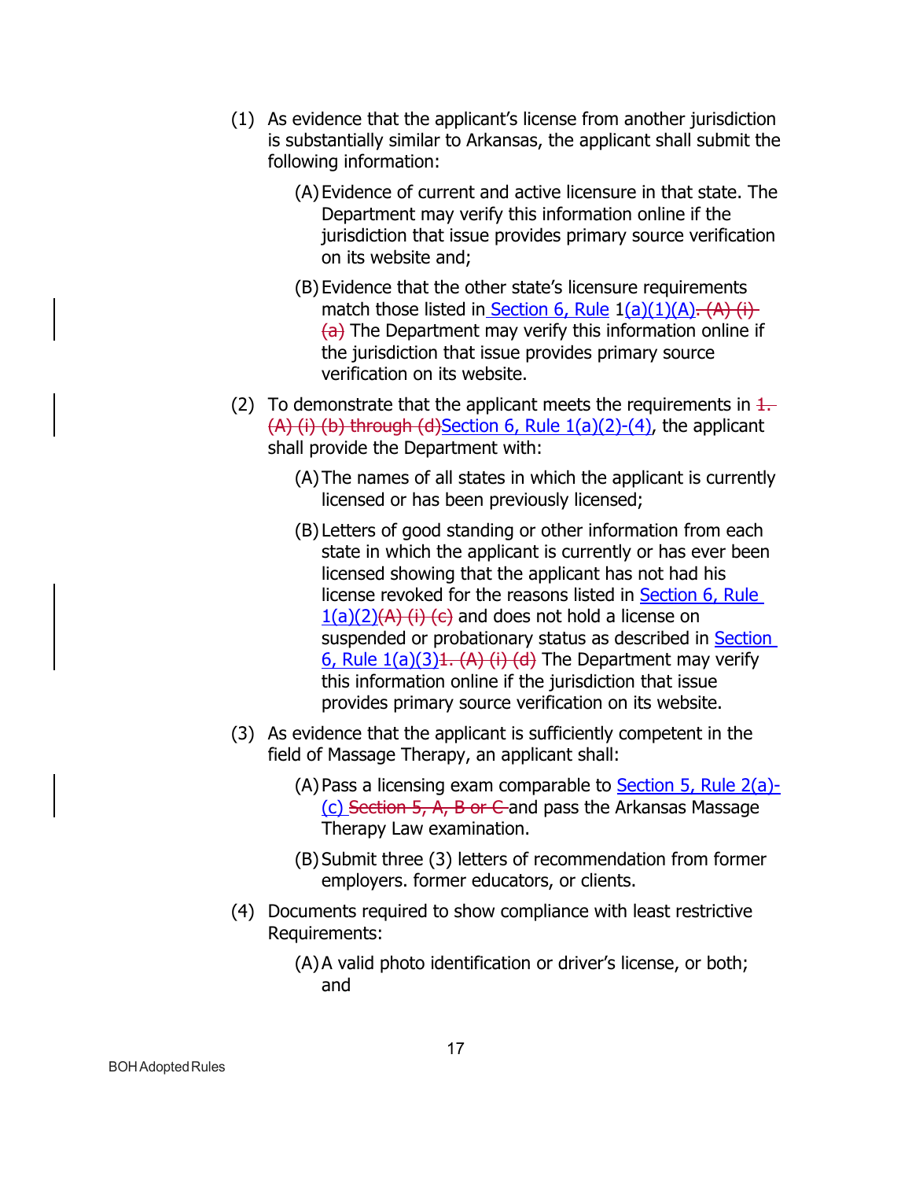(1) As evidence that the applicant's license from another jurisdiction is substantially similar to Arkansas, the applicant shall submit the following information:

   (A) Evidence of current and active licensure in that state. The Department may verify this information online if the jurisdiction that issue provides primary source verification on its website and;

   (B) Evidence that the other state's licensure requirements match those listed in Section 6, Rule 1(a)(1)(A)~~. (A) (i) (a)~~ The Department may verify this information online if the jurisdiction that issue provides primary source verification on its website.

(2) To demonstrate that the applicant meets the requirements in ~~1. (A) (i) (b) through (d)~~Section 6, Rule 1(a)(2)-(4), the applicant shall provide the Department with:

   (A) The names of all states in which the applicant is currently licensed or has been previously licensed;

   (B) Letters of good standing or other information from each state in which the applicant is currently or has ever been licensed showing that the applicant has not had his license revoked for the reasons listed in Section 6, Rule 1(a)(2)~~(A) (i) (c)~~ and does not hold a license on suspended or probationary status as described in Section 6, Rule 1(a)(3)~~1. (A) (i) (d)~~ The Department may verify this information online if the jurisdiction that issue provides primary source verification on its website.

(3) As evidence that the applicant is sufficiently competent in the field of Massage Therapy, an applicant shall:

   (A) Pass a licensing exam comparable to Section 5, Rule 2(a)-(c) ~~Section 5, A, B or C~~ and pass the Arkansas Massage Therapy Law examination.

   (B) Submit three (3) letters of recommendation from former employers. former educators, or clients.

(4) Documents required to show compliance with least restrictive Requirements:

   (A) A valid photo identification or driver's license, or both; and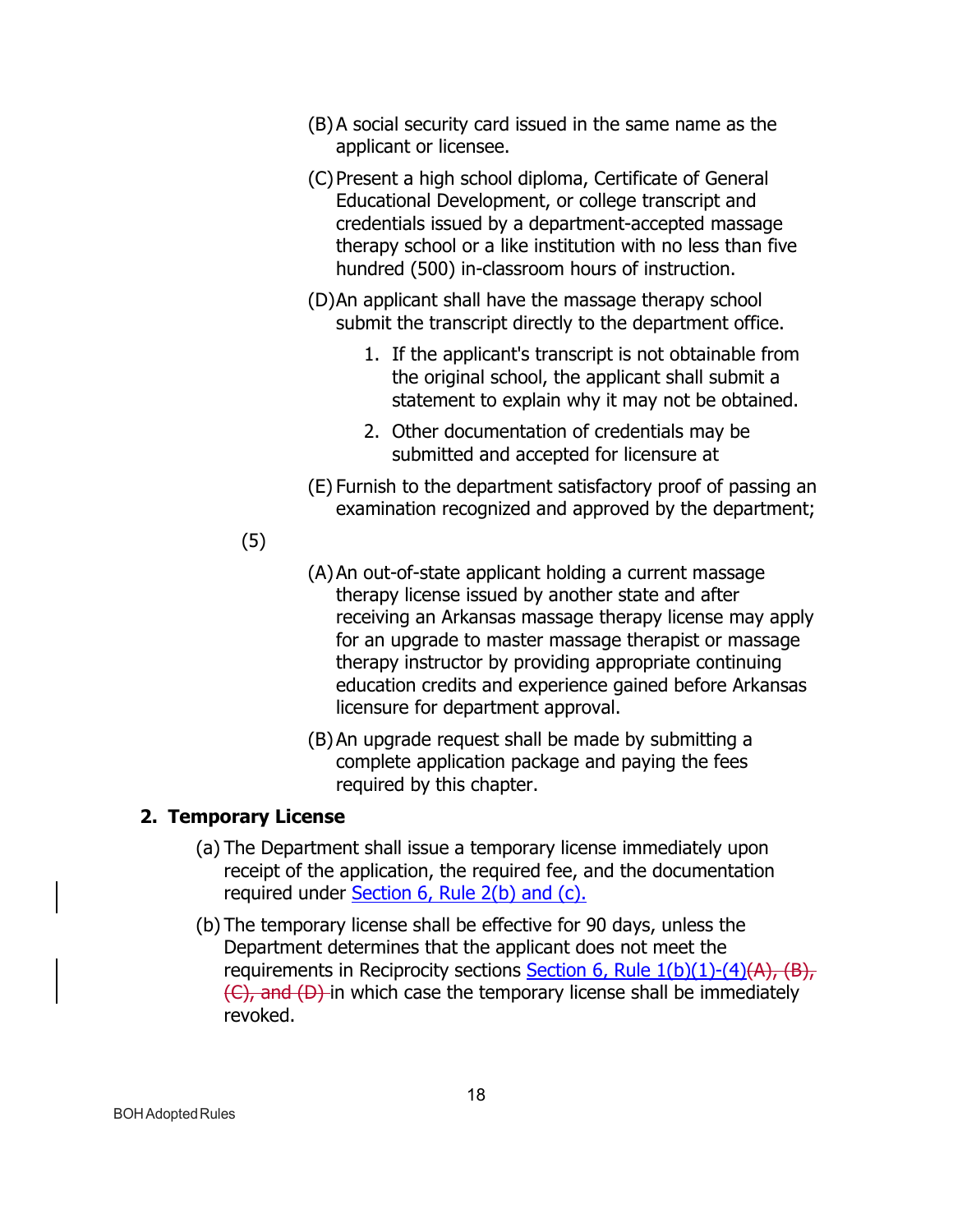(B) A social security card issued in the same name as the applicant or licensee.

(C) Present a high school diploma, Certificate of General Educational Development, or college transcript and credentials issued by a department-accepted massage therapy school or a like institution with no less than five hundred (500) in-classroom hours of instruction.

(D) An applicant shall have the massage therapy school submit the transcript directly to the department office.

1. If the applicant's transcript is not obtainable from the original school, the applicant shall submit a statement to explain why it may not be obtained.
2. Other documentation of credentials may be submitted and accepted for licensure at

(E) Furnish to the department satisfactory proof of passing an examination recognized and approved by the department;

(5)

(A) An out-of-state applicant holding a current massage therapy license issued by another state and after receiving an Arkansas massage therapy license may apply for an upgrade to master massage therapist or massage therapy instructor by providing appropriate continuing education credits and experience gained before Arkansas licensure for department approval.

(B) An upgrade request shall be made by submitting a complete application package and paying the fees required by this chapter.

## 2. Temporary License

(a) The Department shall issue a temporary license immediately upon receipt of the application, the required fee, and the documentation required under Section 6, Rule 2(b) and (c).

(b) The temporary license shall be effective for 90 days, unless the Department determines that the applicant does not meet the requirements in Reciprocity sections Section 6, Rule 1(b)(1)-(4)~~(A), (B), (C), and (D)~~ in which case the temporary license shall be immediately revoked.

BOH Adopted Rules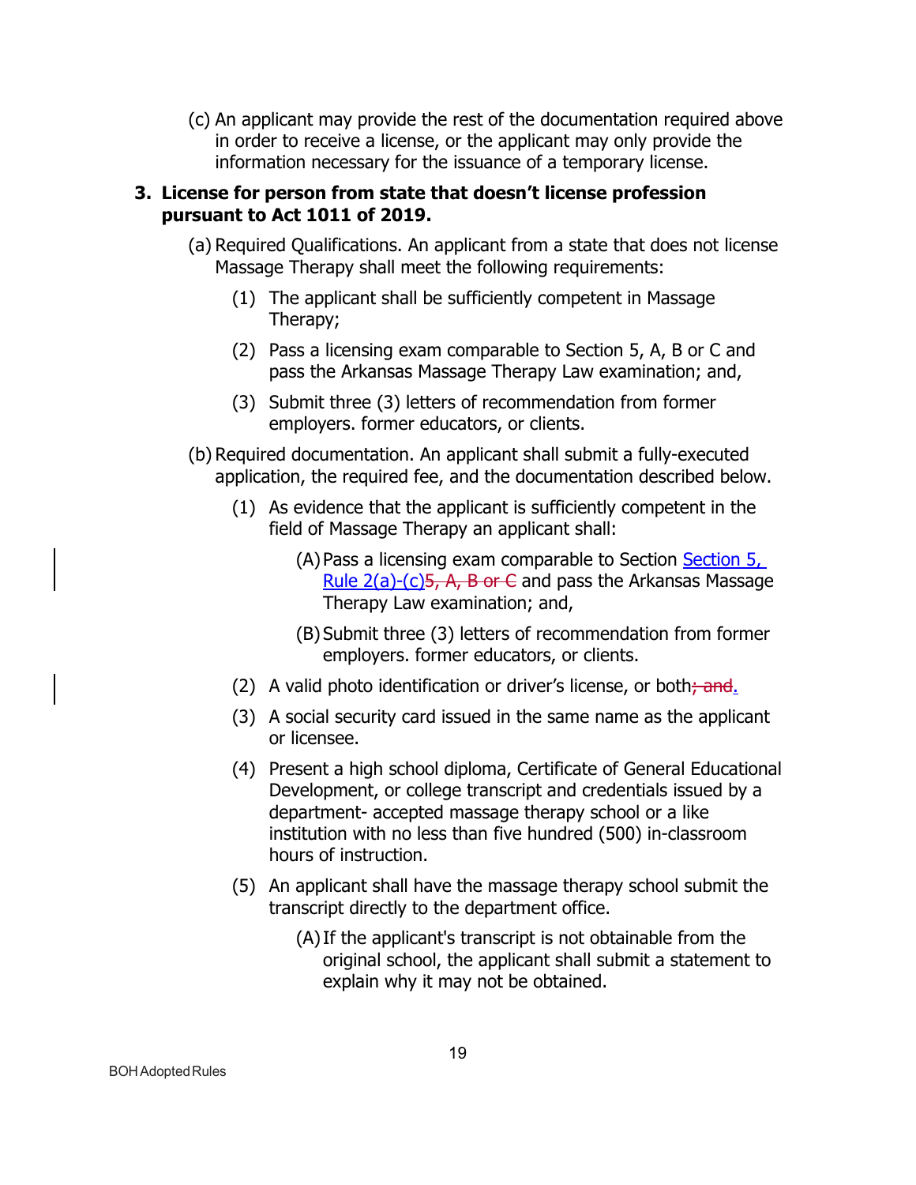(c) An applicant may provide the rest of the documentation required above in order to receive a license, or the applicant may only provide the information necessary for the issuance of a temporary license.

**3. License for person from state that doesn't license profession pursuant to Act 1011 of 2019.**

(a) Required Qualifications. An applicant from a state that does not license Massage Therapy shall meet the following requirements:

(1) The applicant shall be sufficiently competent in Massage Therapy;

(2) Pass a licensing exam comparable to Section 5, A, B or C and pass the Arkansas Massage Therapy Law examination; and,

(3) Submit three (3) letters of recommendation from former employers. former educators, or clients.

(b) Required documentation. An applicant shall submit a fully-executed application, the required fee, and the documentation described below.

(1) As evidence that the applicant is sufficiently competent in the field of Massage Therapy an applicant shall:

(A) Pass a licensing exam comparable to Section Section 5, Rule 2(a)-(c)~~5, A, B or C~~ and pass the Arkansas Massage Therapy Law examination; and,

(B) Submit three (3) letters of recommendation from former employers. former educators, or clients.

(2) A valid photo identification or driver's license, or both~~; and~~.

(3) A social security card issued in the same name as the applicant or licensee.

(4) Present a high school diploma, Certificate of General Educational Development, or college transcript and credentials issued by a department- accepted massage therapy school or a like institution with no less than five hundred (500) in-classroom hours of instruction.

(5) An applicant shall have the massage therapy school submit the transcript directly to the department office.

(A) If the applicant's transcript is not obtainable from the original school, the applicant shall submit a statement to explain why it may not be obtained.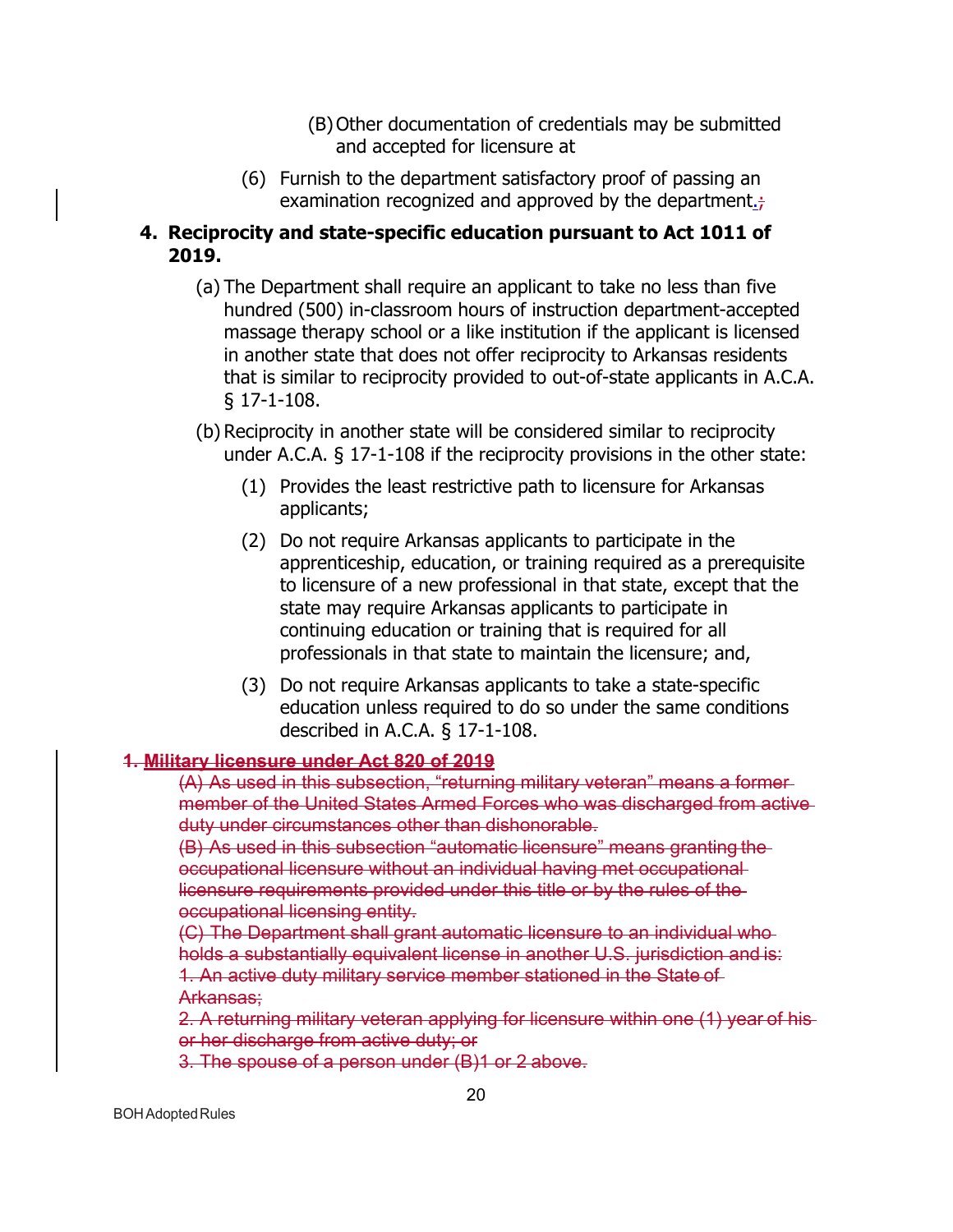(B) Other documentation of credentials may be submitted and accepted for licensure at

(6) Furnish to the department satisfactory proof of passing an examination recognized and approved by the department.;

**4. Reciprocity and state-specific education pursuant to Act 1011 of 2019.**

(a) The Department shall require an applicant to take no less than five hundred (500) in-classroom hours of instruction department-accepted massage therapy school or a like institution if the applicant is licensed in another state that does not offer reciprocity to Arkansas residents that is similar to reciprocity provided to out-of-state applicants in A.C.A. § 17-1-108.

(b) Reciprocity in another state will be considered similar to reciprocity under A.C.A. § 17-1-108 if the reciprocity provisions in the other state:

(1) Provides the least restrictive path to licensure for Arkansas applicants;

(2) Do not require Arkansas applicants to participate in the apprenticeship, education, or training required as a prerequisite to licensure of a new professional in that state, except that the state may require Arkansas applicants to participate in continuing education or training that is required for all professionals in that state to maintain the licensure; and,

(3) Do not require Arkansas applicants to take a state-specific education unless required to do so under the same conditions described in A.C.A. § 17-1-108.

~~1. **Military licensure under Act 820 of 2019**~~

~~(A) As used in this subsection, "returning military veteran" means a former member of the United States Armed Forces who was discharged from active duty under circumstances other than dishonorable.~~

~~(B) As used in this subsection "automatic licensure" means granting the occupational licensure without an individual having met occupational licensure requirements provided under this title or by the rules of the occupational licensing entity.~~

~~(C) The Department shall grant automatic licensure to an individual who holds a substantially equivalent license in another U.S. jurisdiction and is:~~

~~1. An active duty military service member stationed in the State of Arkansas;~~

~~2. A returning military veteran applying for licensure within one (1) year of his or her discharge from active duty; or~~

~~3. The spouse of a person under (B)1 or 2 above.~~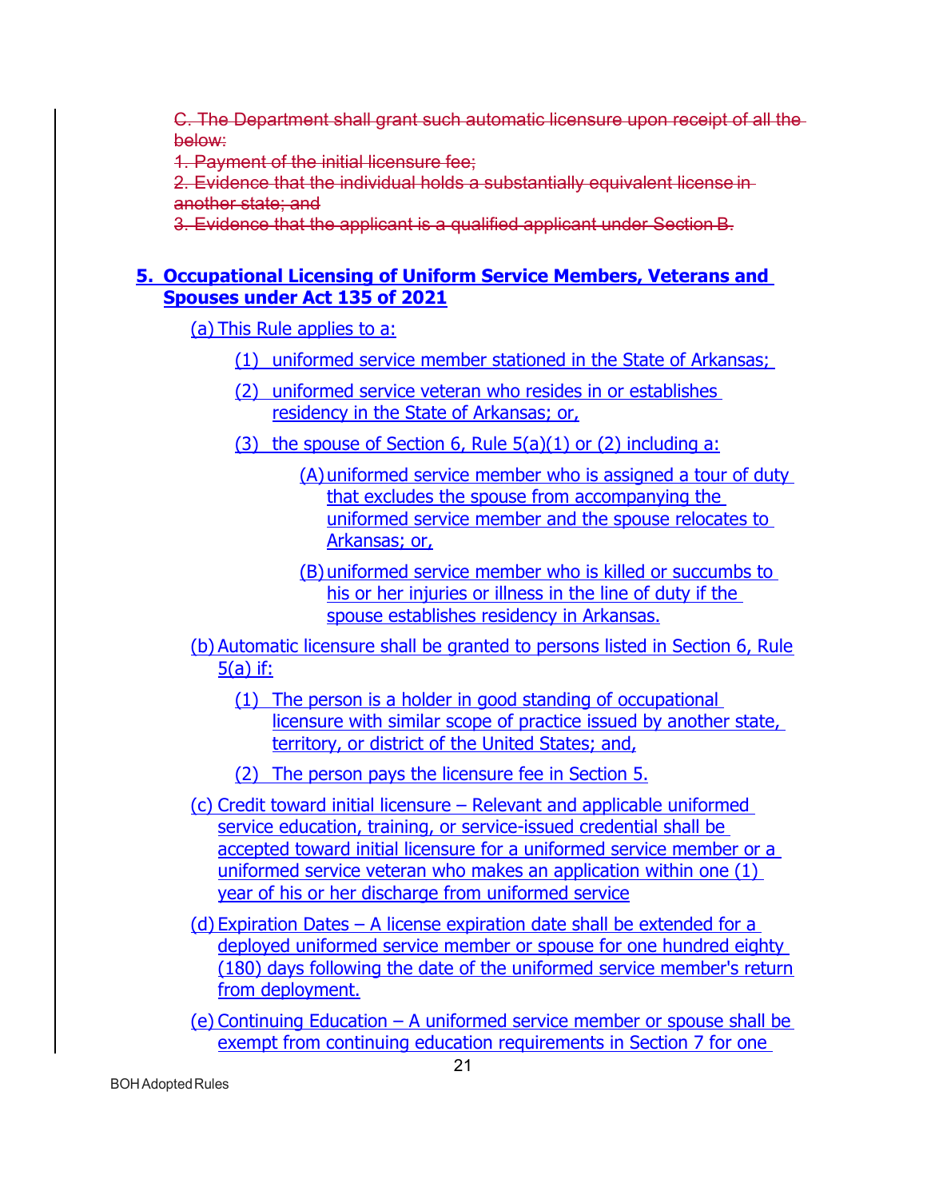~~C. The Department shall grant such automatic licensure upon receipt of all the below:~~

~~1. Payment of the initial licensure fee;~~

~~2. Evidence that the individual holds a substantially equivalent license in another state; and~~

~~3. Evidence that the applicant is a qualified applicant under Section B.~~

## 5. Occupational Licensing of Uniform Service Members, Veterans and Spouses under Act 135 of 2021

(a) This Rule applies to a:

(1) uniformed service member stationed in the State of Arkansas;

(2) uniformed service veteran who resides in or establishes residency in the State of Arkansas; or,

(3) the spouse of Section 6, Rule 5(a)(1) or (2) including a:

(A) uniformed service member who is assigned a tour of duty that excludes the spouse from accompanying the uniformed service member and the spouse relocates to Arkansas; or,

(B) uniformed service member who is killed or succumbs to his or her injuries or illness in the line of duty if the spouse establishes residency in Arkansas.

(b) Automatic licensure shall be granted to persons listed in Section 6, Rule 5(a) if:

(1) The person is a holder in good standing of occupational licensure with similar scope of practice issued by another state, territory, or district of the United States; and,

(2) The person pays the licensure fee in Section 5.

(c) Credit toward initial licensure – Relevant and applicable uniformed service education, training, or service-issued credential shall be accepted toward initial licensure for a uniformed service member or a uniformed service veteran who makes an application within one (1) year of his or her discharge from uniformed service

(d) Expiration Dates – A license expiration date shall be extended for a deployed uniformed service member or spouse for one hundred eighty (180) days following the date of the uniformed service member's return from deployment.

(e) Continuing Education – A uniformed service member or spouse shall be exempt from continuing education requirements in Section 7 for one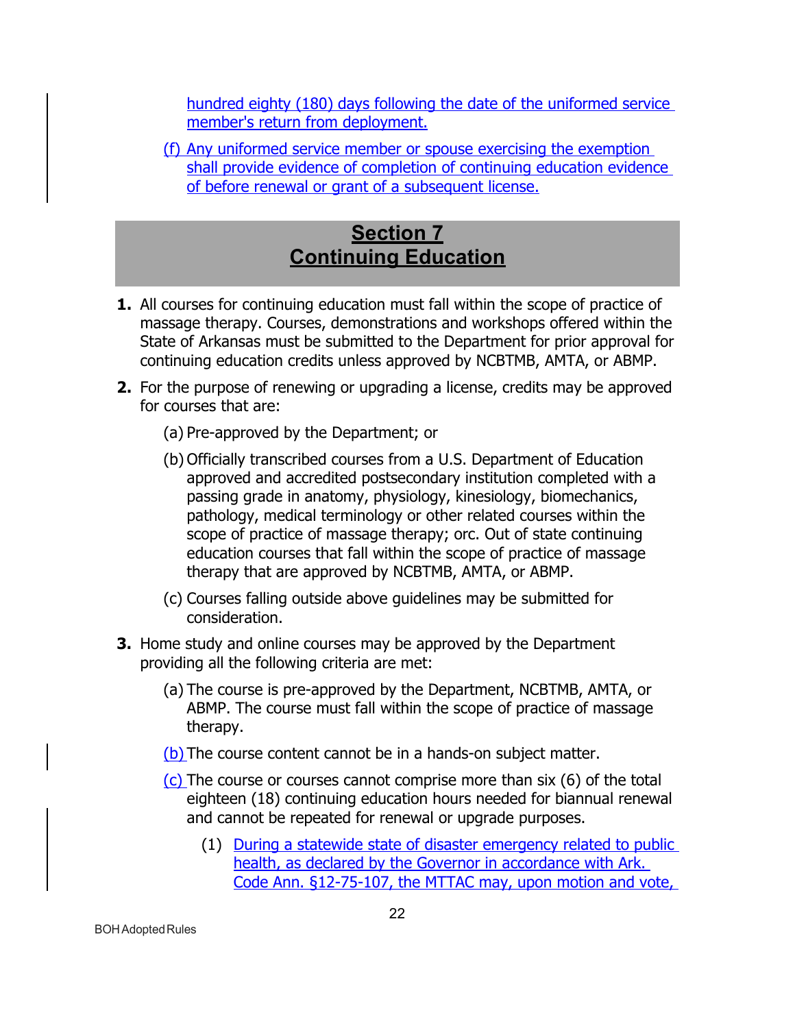hundred eighty (180) days following the date of the uniformed service member's return from deployment.

(f) Any uniformed service member or spouse exercising the exemption shall provide evidence of completion of continuing education evidence of before renewal or grant of a subsequent license.

## Section 7
## Continuing Education

**1.** All courses for continuing education must fall within the scope of practice of massage therapy. Courses, demonstrations and workshops offered within the State of Arkansas must be submitted to the Department for prior approval for continuing education credits unless approved by NCBTMB, AMTA, or ABMP.

**2.** For the purpose of renewing or upgrading a license, credits may be approved for courses that are:

(a) Pre-approved by the Department; or

(b) Officially transcribed courses from a U.S. Department of Education approved and accredited postsecondary institution completed with a passing grade in anatomy, physiology, kinesiology, biomechanics, pathology, medical terminology or other related courses within the scope of practice of massage therapy; orc. Out of state continuing education courses that fall within the scope of practice of massage therapy that are approved by NCBTMB, AMTA, or ABMP.

(c) Courses falling outside above guidelines may be submitted for consideration.

**3.** Home study and online courses may be approved by the Department providing all the following criteria are met:

(a) The course is pre-approved by the Department, NCBTMB, AMTA, or ABMP. The course must fall within the scope of practice of massage therapy.

(b) The course content cannot be in a hands-on subject matter.

(c) The course or courses cannot comprise more than six (6) of the total eighteen (18) continuing education hours needed for biannual renewal and cannot be repeated for renewal or upgrade purposes.

(1) During a statewide state of disaster emergency related to public health, as declared by the Governor in accordance with Ark. Code Ann. §12-75-107, the MTTAC may, upon motion and vote,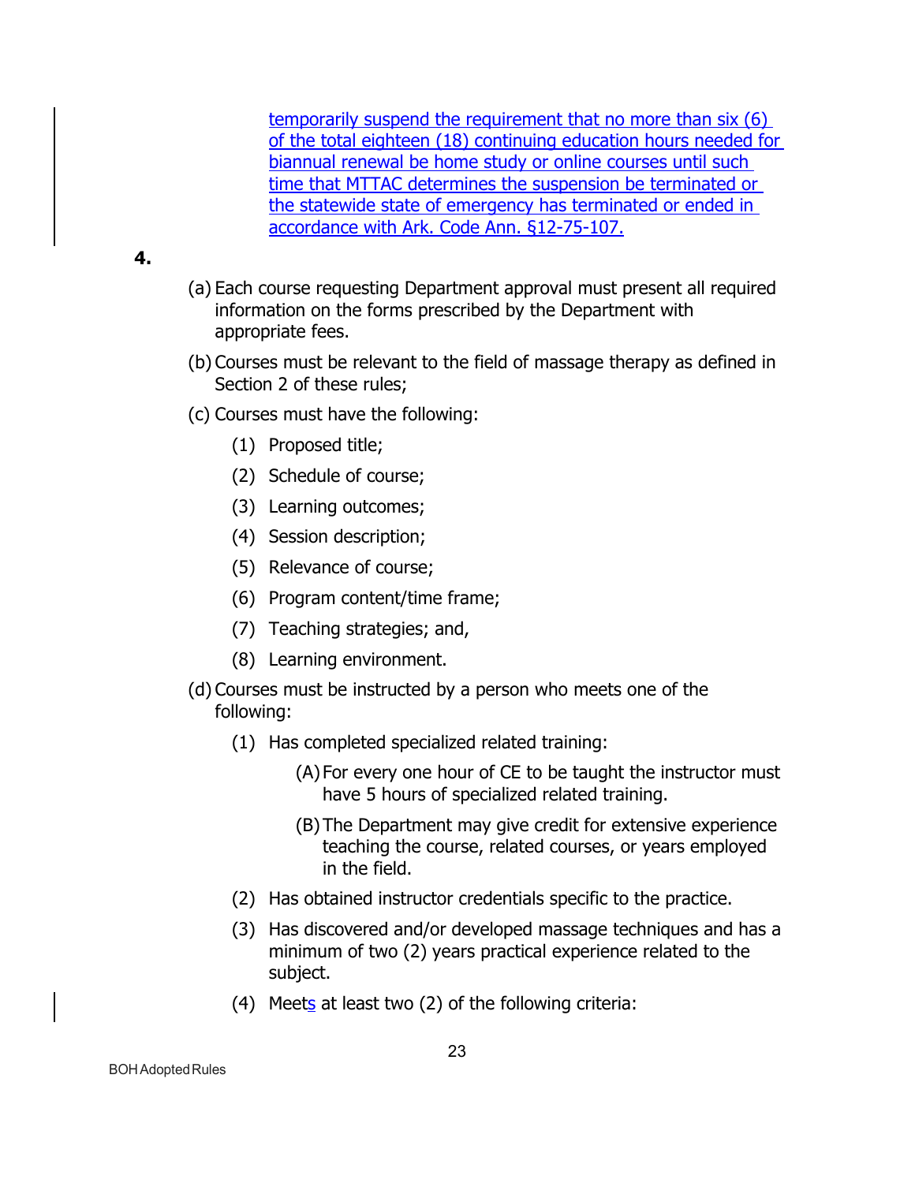temporarily suspend the requirement that no more than six (6) of the total eighteen (18) continuing education hours needed for biannual renewal be home study or online courses until such time that MTTAC determines the suspension be terminated or the statewide state of emergency has terminated or ended in accordance with Ark. Code Ann. §12-75-107.

**4.**

(a) Each course requesting Department approval must present all required information on the forms prescribed by the Department with appropriate fees.

(b) Courses must be relevant to the field of massage therapy as defined in Section 2 of these rules;

(c) Courses must have the following:

  (1) Proposed title;

  (2) Schedule of course;

  (3) Learning outcomes;

  (4) Session description;

  (5) Relevance of course;

  (6) Program content/time frame;

  (7) Teaching strategies; and,

  (8) Learning environment.

(d) Courses must be instructed by a person who meets one of the following:

  (1) Has completed specialized related training:

    (A) For every one hour of CE to be taught the instructor must have 5 hours of specialized related training.

    (B) The Department may give credit for extensive experience teaching the course, related courses, or years employed in the field.

  (2) Has obtained instructor credentials specific to the practice.

  (3) Has discovered and/or developed massage techniques and has a minimum of two (2) years practical experience related to the subject.

  (4) Meets at least two (2) of the following criteria: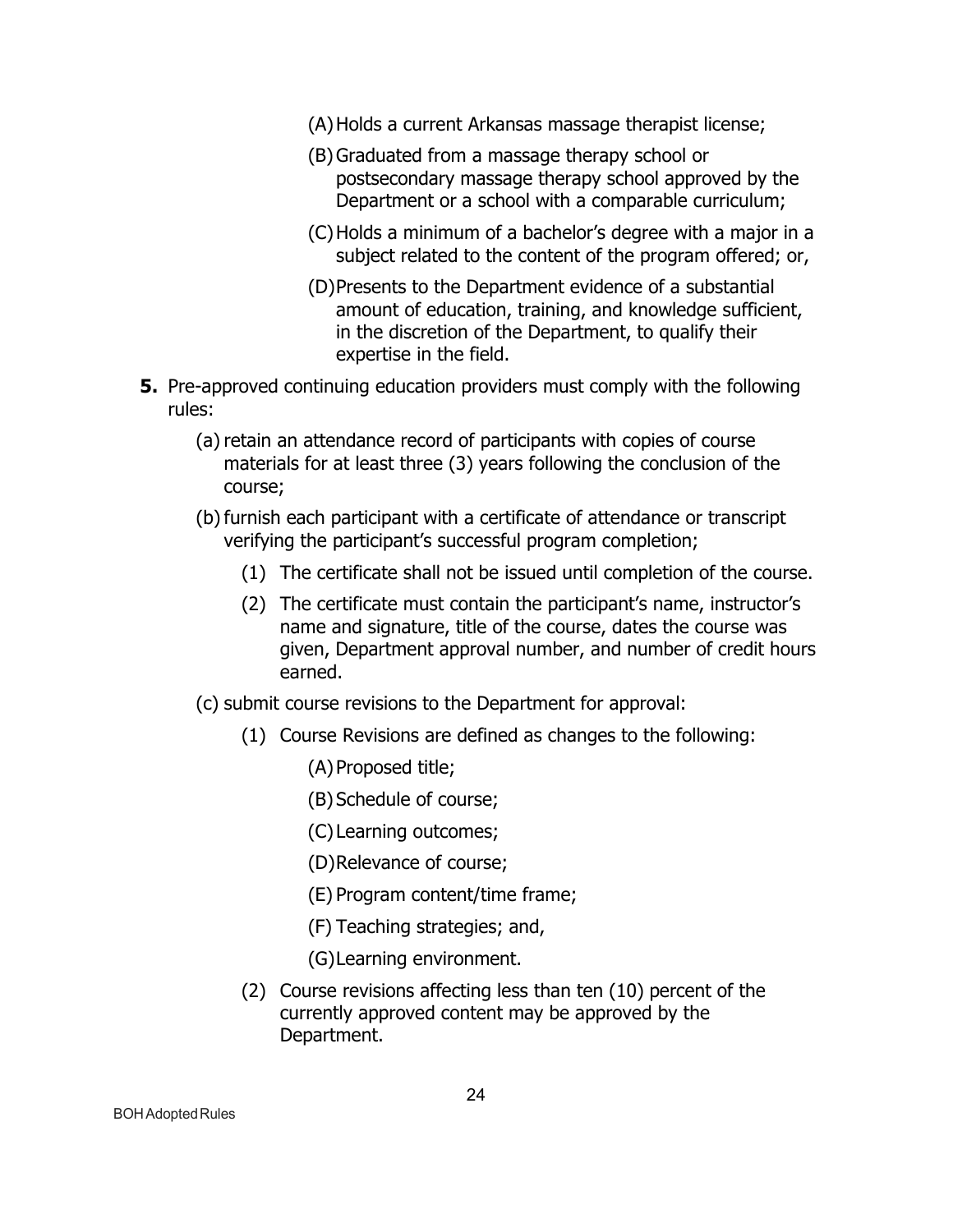(A) Holds a current Arkansas massage therapist license;

(B) Graduated from a massage therapy school or postsecondary massage therapy school approved by the Department or a school with a comparable curriculum;

(C) Holds a minimum of a bachelor's degree with a major in a subject related to the content of the program offered; or,

(D) Presents to the Department evidence of a substantial amount of education, training, and knowledge sufficient, in the discretion of the Department, to qualify their expertise in the field.

**5.** Pre-approved continuing education providers must comply with the following rules:

(a) retain an attendance record of participants with copies of course materials for at least three (3) years following the conclusion of the course;

(b) furnish each participant with a certificate of attendance or transcript verifying the participant's successful program completion;

(1) The certificate shall not be issued until completion of the course.

(2) The certificate must contain the participant's name, instructor's name and signature, title of the course, dates the course was given, Department approval number, and number of credit hours earned.

(c) submit course revisions to the Department for approval:

(1) Course Revisions are defined as changes to the following:

(A) Proposed title;

(B) Schedule of course;

(C) Learning outcomes;

(D) Relevance of course;

(E) Program content/time frame;

(F) Teaching strategies; and,

(G) Learning environment.

(2) Course revisions affecting less than ten (10) percent of the currently approved content may be approved by the Department.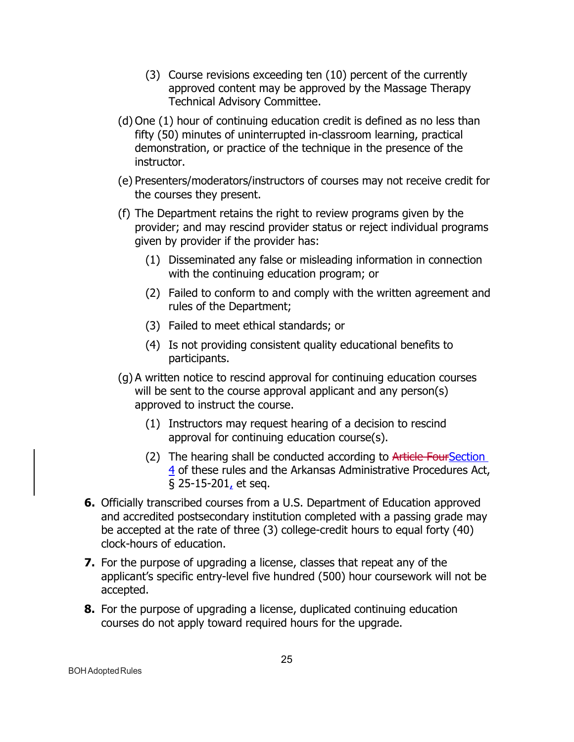(3) Course revisions exceeding ten (10) percent of the currently approved content may be approved by the Massage Therapy Technical Advisory Committee.

(d) One (1) hour of continuing education credit is defined as no less than fifty (50) minutes of uninterrupted in-classroom learning, practical demonstration, or practice of the technique in the presence of the instructor.

(e) Presenters/moderators/instructors of courses may not receive credit for the courses they present.

(f) The Department retains the right to review programs given by the provider; and may rescind provider status or reject individual programs given by provider if the provider has:

(1) Disseminated any false or misleading information in connection with the continuing education program; or

(2) Failed to conform to and comply with the written agreement and rules of the Department;

(3) Failed to meet ethical standards; or

(4) Is not providing consistent quality educational benefits to participants.

(g) A written notice to rescind approval for continuing education courses will be sent to the course approval applicant and any person(s) approved to instruct the course.

(1) Instructors may request hearing of a decision to rescind approval for continuing education course(s).

(2) The hearing shall be conducted according to ~~Article Four~~Section 4 of these rules and the Arkansas Administrative Procedures Act, § 25-15-201, et seq.

**6.** Officially transcribed courses from a U.S. Department of Education approved and accredited postsecondary institution completed with a passing grade may be accepted at the rate of three (3) college-credit hours to equal forty (40) clock-hours of education.

**7.** For the purpose of upgrading a license, classes that repeat any of the applicant's specific entry-level five hundred (500) hour coursework will not be accepted.

**8.** For the purpose of upgrading a license, duplicated continuing education courses do not apply toward required hours for the upgrade.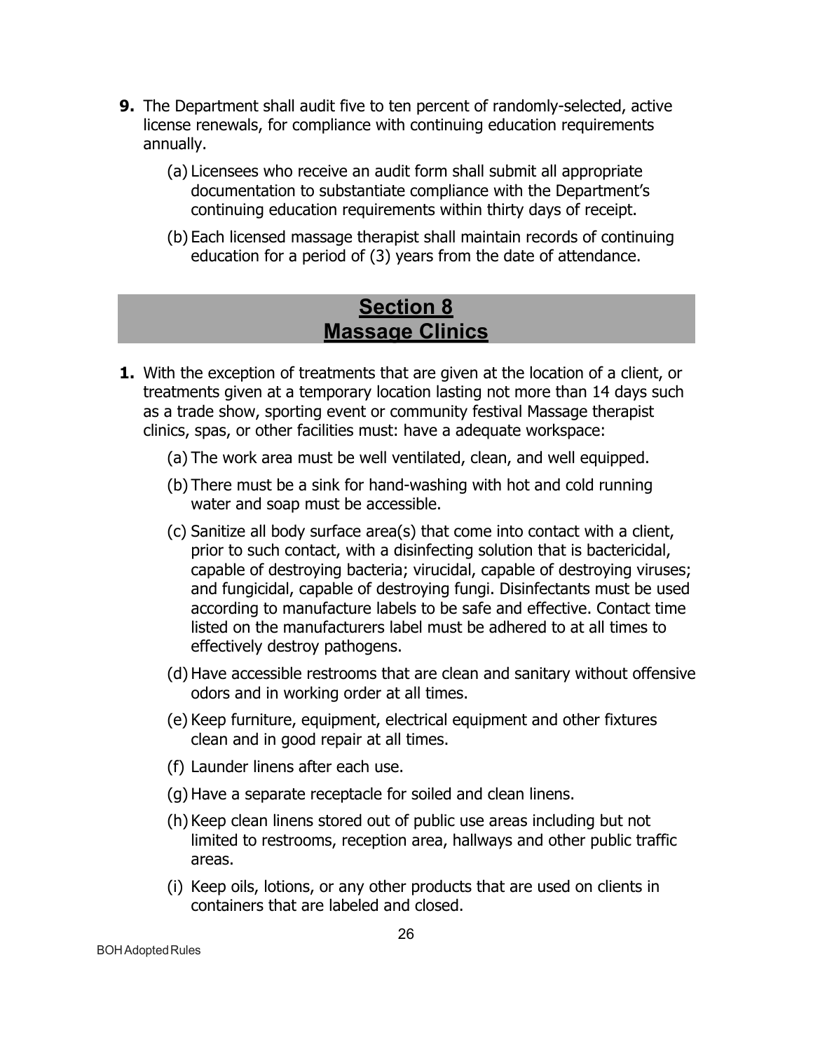**9.** The Department shall audit five to ten percent of randomly-selected, active license renewals, for compliance with continuing education requirements annually.

   (a) Licensees who receive an audit form shall submit all appropriate documentation to substantiate compliance with the Department's continuing education requirements within thirty days of receipt.

   (b) Each licensed massage therapist shall maintain records of continuing education for a period of (3) years from the date of attendance.

## Section 8
## Massage Clinics

**1.** With the exception of treatments that are given at the location of a client, or treatments given at a temporary location lasting not more than 14 days such as a trade show, sporting event or community festival Massage therapist clinics, spas, or other facilities must: have a adequate workspace:

   (a) The work area must be well ventilated, clean, and well equipped.

   (b) There must be a sink for hand-washing with hot and cold running water and soap must be accessible.

   (c) Sanitize all body surface area(s) that come into contact with a client, prior to such contact, with a disinfecting solution that is bactericidal, capable of destroying bacteria; virucidal, capable of destroying viruses; and fungicidal, capable of destroying fungi. Disinfectants must be used according to manufacture labels to be safe and effective. Contact time listed on the manufacturers label must be adhered to at all times to effectively destroy pathogens.

   (d) Have accessible restrooms that are clean and sanitary without offensive odors and in working order at all times.

   (e) Keep furniture, equipment, electrical equipment and other fixtures clean and in good repair at all times.

   (f) Launder linens after each use.

   (g) Have a separate receptacle for soiled and clean linens.

   (h) Keep clean linens stored out of public use areas including but not limited to restrooms, reception area, hallways and other public traffic areas.

   (i) Keep oils, lotions, or any other products that are used on clients in containers that are labeled and closed.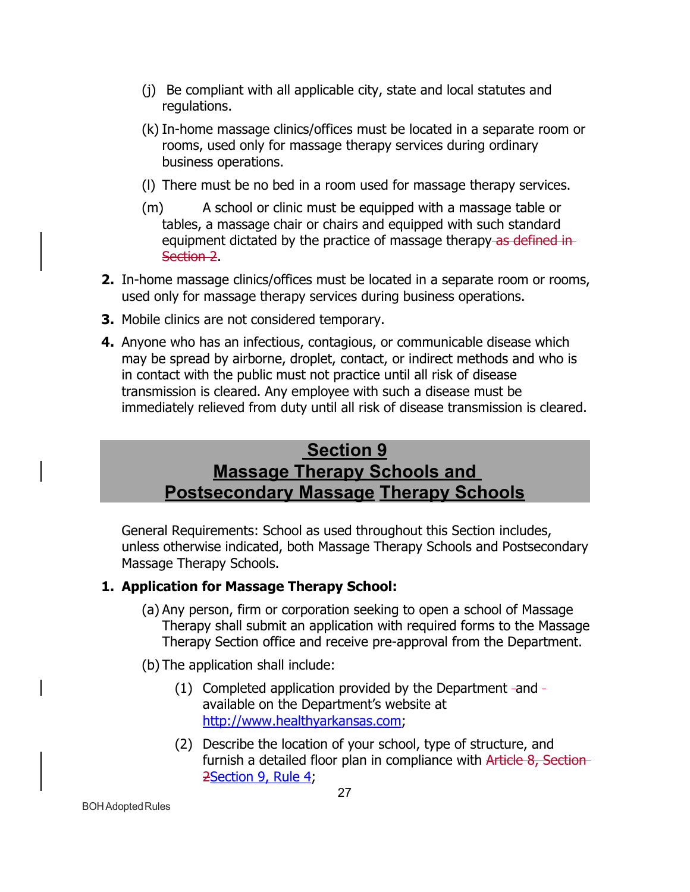(j) Be compliant with all applicable city, state and local statutes and regulations.

(k) In-home massage clinics/offices must be located in a separate room or rooms, used only for massage therapy services during ordinary business operations.

(l) There must be no bed in a room used for massage therapy services.

(m) A school or clinic must be equipped with a massage table or tables, a massage chair or chairs and equipped with such standard equipment dictated by the practice of massage therapy ~~as defined in Section 2~~.

**2.** In-home massage clinics/offices must be located in a separate room or rooms, used only for massage therapy services during business operations.

**3.** Mobile clinics are not considered temporary.

**4.** Anyone who has an infectious, contagious, or communicable disease which may be spread by airborne, droplet, contact, or indirect methods and who is in contact with the public must not practice until all risk of disease transmission is cleared. Any employee with such a disease must be immediately relieved from duty until all risk of disease transmission is cleared.

## Section 9
## Massage Therapy Schools and Postsecondary Massage Therapy Schools

General Requirements: School as used throughout this Section includes, unless otherwise indicated, both Massage Therapy Schools and Postsecondary Massage Therapy Schools.

**1. Application for Massage Therapy School:**

(a) Any person, firm or corporation seeking to open a school of Massage Therapy shall submit an application with required forms to the Massage Therapy Section office and receive pre-approval from the Department.

(b) The application shall include:

(1) Completed application provided by the Department and available on the Department's website at http://www.healthyarkansas.com;

(2) Describe the location of your school, type of structure, and furnish a detailed floor plan in compliance with ~~Article 8, Section 2~~Section 9, Rule 4;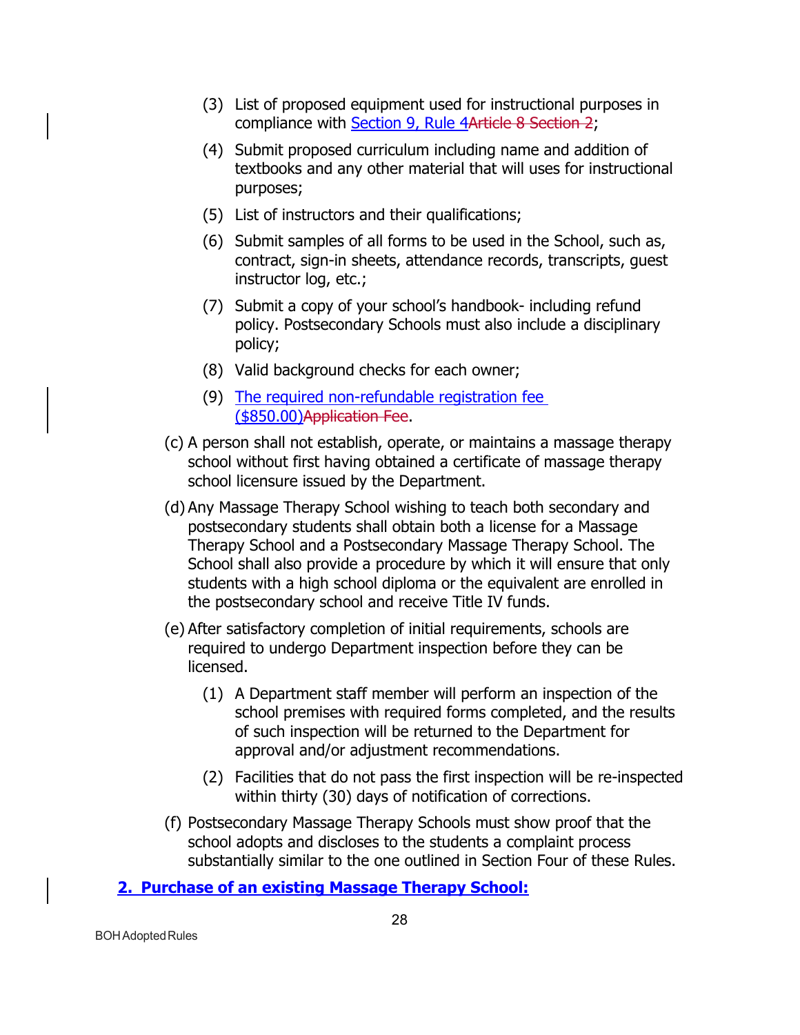(3) List of proposed equipment used for instructional purposes in compliance with Section 9, Rule 4~~Article 8 Section 2~~;

(4) Submit proposed curriculum including name and addition of textbooks and any other material that will uses for instructional purposes;

(5) List of instructors and their qualifications;

(6) Submit samples of all forms to be used in the School, such as, contract, sign-in sheets, attendance records, transcripts, guest instructor log, etc.;

(7) Submit a copy of your school's handbook- including refund policy. Postsecondary Schools must also include a disciplinary policy;

(8) Valid background checks for each owner;

(9) The required non-refundable registration fee ($850.00)~~Application Fee~~.

(c) A person shall not establish, operate, or maintains a massage therapy school without first having obtained a certificate of massage therapy school licensure issued by the Department.

(d) Any Massage Therapy School wishing to teach both secondary and postsecondary students shall obtain both a license for a Massage Therapy School and a Postsecondary Massage Therapy School. The School shall also provide a procedure by which it will ensure that only students with a high school diploma or the equivalent are enrolled in the postsecondary school and receive Title IV funds.

(e) After satisfactory completion of initial requirements, schools are required to undergo Department inspection before they can be licensed.

(1) A Department staff member will perform an inspection of the school premises with required forms completed, and the results of such inspection will be returned to the Department for approval and/or adjustment recommendations.

(2) Facilities that do not pass the first inspection will be re-inspected within thirty (30) days of notification of corrections.

(f) Postsecondary Massage Therapy Schools must show proof that the school adopts and discloses to the students a complaint process substantially similar to the one outlined in Section Four of these Rules.

**2. Purchase of an existing Massage Therapy School:**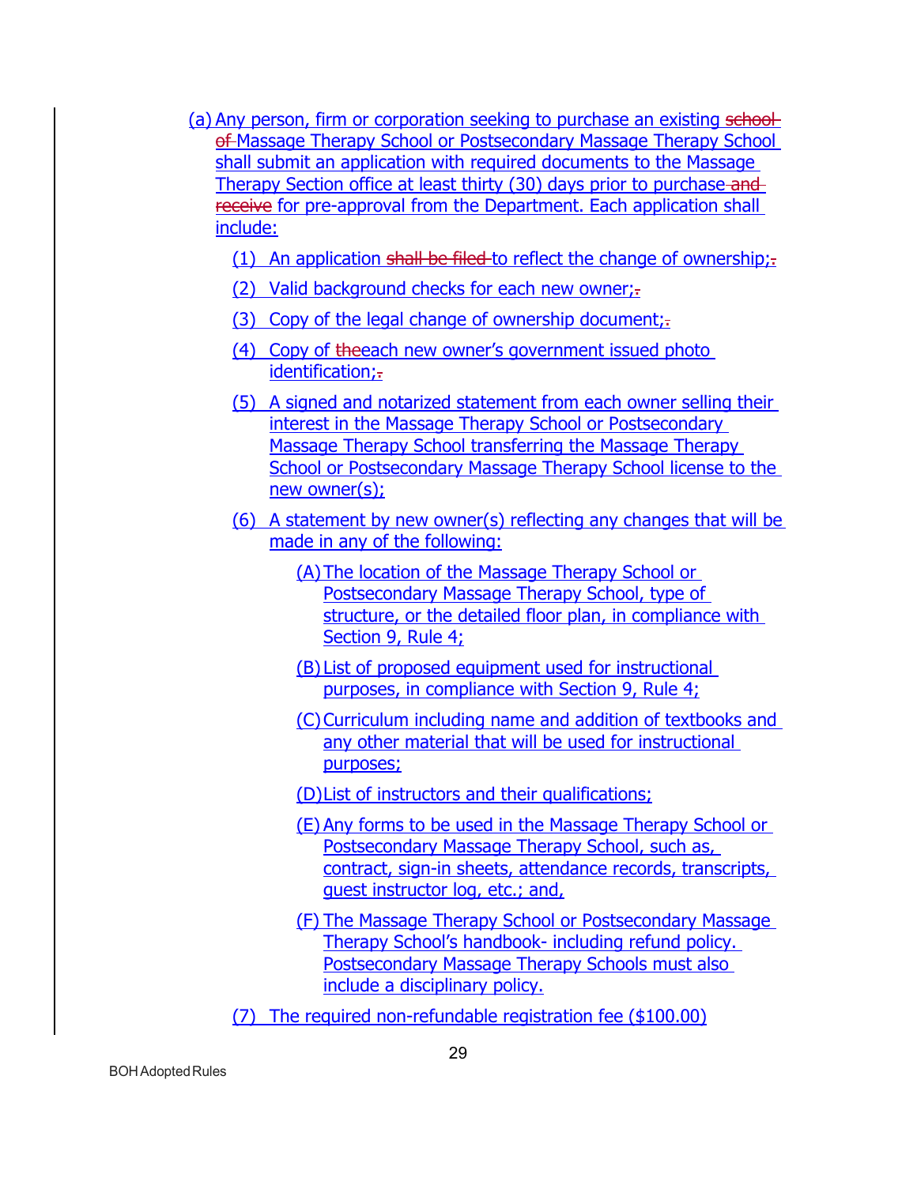(a) Any person, firm or corporation seeking to purchase an existing ~~school of~~ Massage Therapy School or Postsecondary Massage Therapy School shall submit an application with required documents to the Massage Therapy Section office at least thirty (30) days prior to purchase ~~and receive~~ for pre-approval from the Department. Each application shall include:

(1) An application ~~shall be filed~~ to reflect the change of ownership;~~.~~

(2) Valid background checks for each new owner;~~.~~

(3) Copy of the legal change of ownership document;~~.~~

(4) Copy of ~~the~~each new owner's government issued photo identification;~~.~~

(5) A signed and notarized statement from each owner selling their interest in the Massage Therapy School or Postsecondary Massage Therapy School transferring the Massage Therapy School or Postsecondary Massage Therapy School license to the new owner(s);

(6) A statement by new owner(s) reflecting any changes that will be made in any of the following:

(A) The location of the Massage Therapy School or Postsecondary Massage Therapy School, type of structure, or the detailed floor plan, in compliance with Section 9, Rule 4;

(B) List of proposed equipment used for instructional purposes, in compliance with Section 9, Rule 4;

(C) Curriculum including name and addition of textbooks and any other material that will be used for instructional purposes;

(D) List of instructors and their qualifications;

(E) Any forms to be used in the Massage Therapy School or Postsecondary Massage Therapy School, such as, contract, sign-in sheets, attendance records, transcripts, guest instructor log, etc.; and,

(F) The Massage Therapy School or Postsecondary Massage Therapy School's handbook- including refund policy. Postsecondary Massage Therapy Schools must also include a disciplinary policy.

(7) The required non-refundable registration fee ($100.00)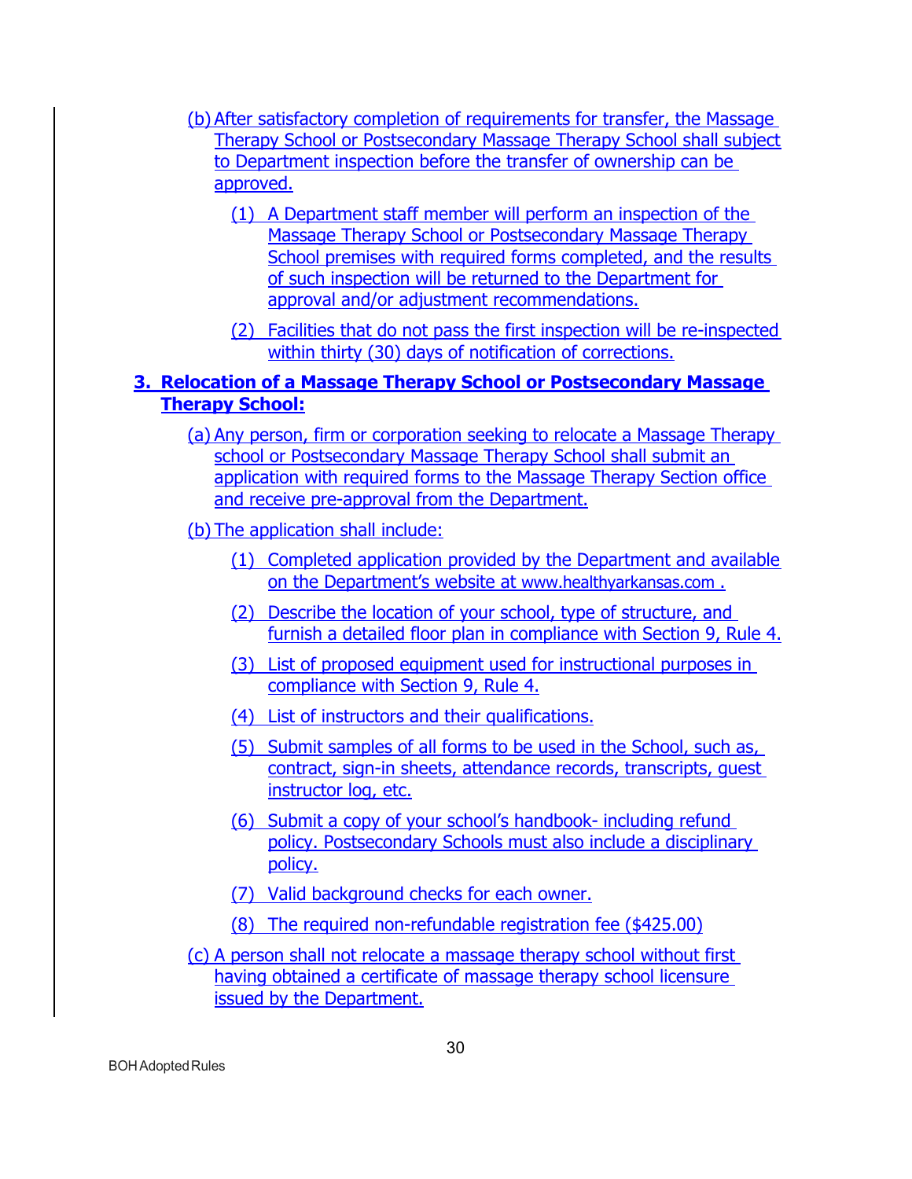(b) After satisfactory completion of requirements for transfer, the Massage Therapy School or Postsecondary Massage Therapy School shall subject to Department inspection before the transfer of ownership can be approved.

(1) A Department staff member will perform an inspection of the Massage Therapy School or Postsecondary Massage Therapy School premises with required forms completed, and the results of such inspection will be returned to the Department for approval and/or adjustment recommendations.

(2) Facilities that do not pass the first inspection will be re-inspected within thirty (30) days of notification of corrections.

**3. Relocation of a Massage Therapy School or Postsecondary Massage Therapy School:**

(a) Any person, firm or corporation seeking to relocate a Massage Therapy school or Postsecondary Massage Therapy School shall submit an application with required forms to the Massage Therapy Section office and receive pre-approval from the Department.

(b) The application shall include:

(1) Completed application provided by the Department and available on the Department's website at www.healthyarkansas.com .

(2) Describe the location of your school, type of structure, and furnish a detailed floor plan in compliance with Section 9, Rule 4.

(3) List of proposed equipment used for instructional purposes in compliance with Section 9, Rule 4.

(4) List of instructors and their qualifications.

(5) Submit samples of all forms to be used in the School, such as, contract, sign-in sheets, attendance records, transcripts, guest instructor log, etc.

(6) Submit a copy of your school's handbook- including refund policy. Postsecondary Schools must also include a disciplinary policy.

(7) Valid background checks for each owner.

(8) The required non-refundable registration fee ($425.00)

(c) A person shall not relocate a massage therapy school without first having obtained a certificate of massage therapy school licensure issued by the Department.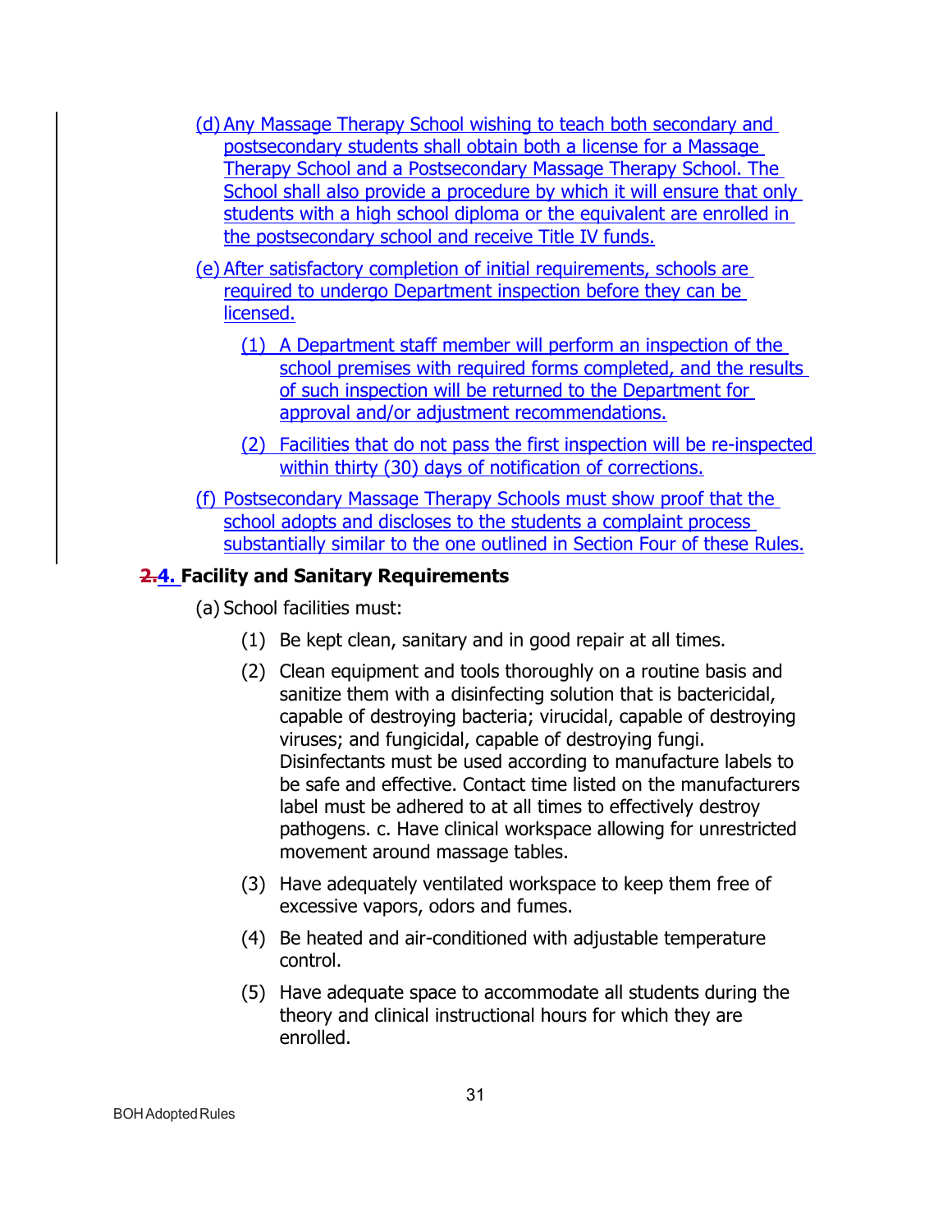(d) Any Massage Therapy School wishing to teach both secondary and postsecondary students shall obtain both a license for a Massage Therapy School and a Postsecondary Massage Therapy School. The School shall also provide a procedure by which it will ensure that only students with a high school diploma or the equivalent are enrolled in the postsecondary school and receive Title IV funds.

(e) After satisfactory completion of initial requirements, schools are required to undergo Department inspection before they can be licensed.

- (1) A Department staff member will perform an inspection of the school premises with required forms completed, and the results of such inspection will be returned to the Department for approval and/or adjustment recommendations.
- (2) Facilities that do not pass the first inspection will be re-inspected within thirty (30) days of notification of corrections.

(f) Postsecondary Massage Therapy Schools must show proof that the school adopts and discloses to the students a complaint process substantially similar to the one outlined in Section Four of these Rules.

**~~2.~~4. Facility and Sanitary Requirements**

(a) School facilities must:

- (1) Be kept clean, sanitary and in good repair at all times.
- (2) Clean equipment and tools thoroughly on a routine basis and sanitize them with a disinfecting solution that is bactericidal, capable of destroying bacteria; virucidal, capable of destroying viruses; and fungicidal, capable of destroying fungi. Disinfectants must be used according to manufacture labels to be safe and effective. Contact time listed on the manufacturers label must be adhered to at all times to effectively destroy pathogens. c. Have clinical workspace allowing for unrestricted movement around massage tables.
- (3) Have adequately ventilated workspace to keep them free of excessive vapors, odors and fumes.
- (4) Be heated and air-conditioned with adjustable temperature control.
- (5) Have adequate space to accommodate all students during the theory and clinical instructional hours for which they are enrolled.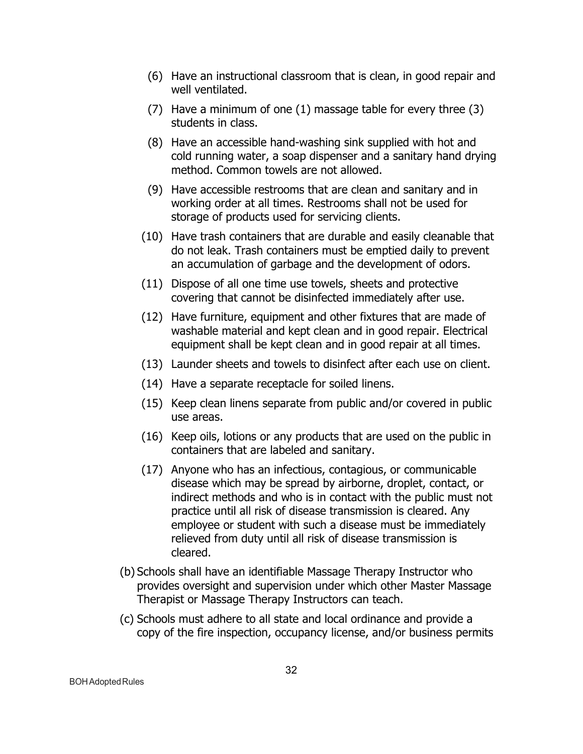(6) Have an instructional classroom that is clean, in good repair and well ventilated.

(7) Have a minimum of one (1) massage table for every three (3) students in class.

(8) Have an accessible hand-washing sink supplied with hot and cold running water, a soap dispenser and a sanitary hand drying method. Common towels are not allowed.

(9) Have accessible restrooms that are clean and sanitary and in working order at all times. Restrooms shall not be used for storage of products used for servicing clients.

(10) Have trash containers that are durable and easily cleanable that do not leak. Trash containers must be emptied daily to prevent an accumulation of garbage and the development of odors.

(11) Dispose of all one time use towels, sheets and protective covering that cannot be disinfected immediately after use.

(12) Have furniture, equipment and other fixtures that are made of washable material and kept clean and in good repair. Electrical equipment shall be kept clean and in good repair at all times.

(13) Launder sheets and towels to disinfect after each use on client.

(14) Have a separate receptacle for soiled linens.

(15) Keep clean linens separate from public and/or covered in public use areas.

(16) Keep oils, lotions or any products that are used on the public in containers that are labeled and sanitary.

(17) Anyone who has an infectious, contagious, or communicable disease which may be spread by airborne, droplet, contact, or indirect methods and who is in contact with the public must not practice until all risk of disease transmission is cleared. Any employee or student with such a disease must be immediately relieved from duty until all risk of disease transmission is cleared.

(b) Schools shall have an identifiable Massage Therapy Instructor who provides oversight and supervision under which other Master Massage Therapist or Massage Therapy Instructors can teach.

(c) Schools must adhere to all state and local ordinance and provide a copy of the fire inspection, occupancy license, and/or business permits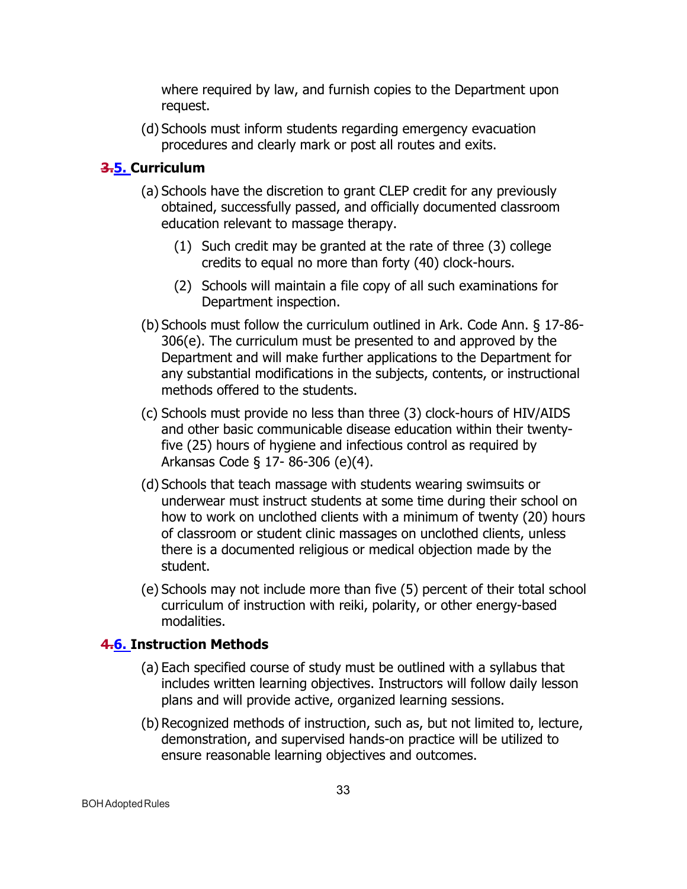where required by law, and furnish copies to the Department upon request.

(d) Schools must inform students regarding emergency evacuation procedures and clearly mark or post all routes and exits.

### ~~3.~~5. Curriculum

(a) Schools have the discretion to grant CLEP credit for any previously obtained, successfully passed, and officially documented classroom education relevant to massage therapy.

(1) Such credit may be granted at the rate of three (3) college credits to equal no more than forty (40) clock-hours.

(2) Schools will maintain a file copy of all such examinations for Department inspection.

(b) Schools must follow the curriculum outlined in Ark. Code Ann. § 17-86-306(e). The curriculum must be presented to and approved by the Department and will make further applications to the Department for any substantial modifications in the subjects, contents, or instructional methods offered to the students.

(c) Schools must provide no less than three (3) clock-hours of HIV/AIDS and other basic communicable disease education within their twenty-five (25) hours of hygiene and infectious control as required by Arkansas Code § 17- 86-306 (e)(4).

(d) Schools that teach massage with students wearing swimsuits or underwear must instruct students at some time during their school on how to work on unclothed clients with a minimum of twenty (20) hours of classroom or student clinic massages on unclothed clients, unless there is a documented religious or medical objection made by the student.

(e) Schools may not include more than five (5) percent of their total school curriculum of instruction with reiki, polarity, or other energy-based modalities.

### ~~4.~~6. Instruction Methods

(a) Each specified course of study must be outlined with a syllabus that includes written learning objectives. Instructors will follow daily lesson plans and will provide active, organized learning sessions.

(b) Recognized methods of instruction, such as, but not limited to, lecture, demonstration, and supervised hands-on practice will be utilized to ensure reasonable learning objectives and outcomes.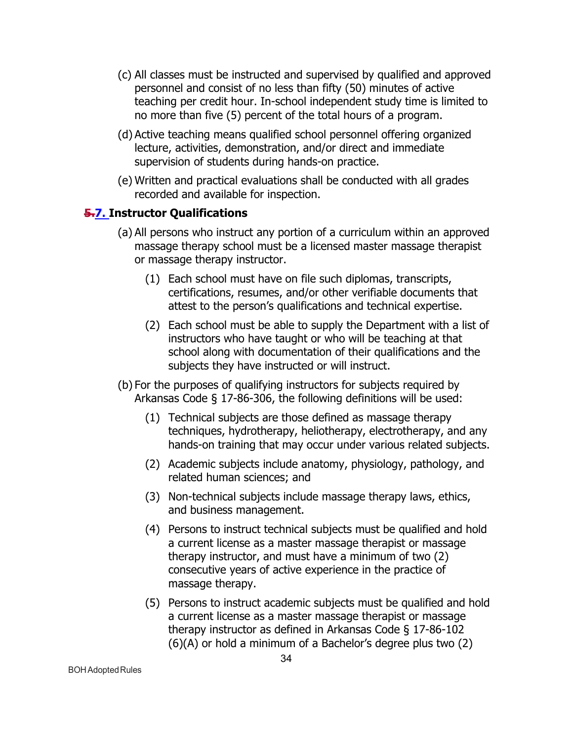(c) All classes must be instructed and supervised by qualified and approved personnel and consist of no less than fifty (50) minutes of active teaching per credit hour. In-school independent study time is limited to no more than five (5) percent of the total hours of a program.

(d) Active teaching means qualified school personnel offering organized lecture, activities, demonstration, and/or direct and immediate supervision of students during hands-on practice.

(e) Written and practical evaluations shall be conducted with all grades recorded and available for inspection.

### ~~5.~~7. Instructor Qualifications

(a) All persons who instruct any portion of a curriculum within an approved massage therapy school must be a licensed master massage therapist or massage therapy instructor.

   (1) Each school must have on file such diplomas, transcripts, certifications, resumes, and/or other verifiable documents that attest to the person's qualifications and technical expertise.

   (2) Each school must be able to supply the Department with a list of instructors who have taught or who will be teaching at that school along with documentation of their qualifications and the subjects they have instructed or will instruct.

(b) For the purposes of qualifying instructors for subjects required by Arkansas Code § 17-86-306, the following definitions will be used:

   (1) Technical subjects are those defined as massage therapy techniques, hydrotherapy, heliotherapy, electrotherapy, and any hands-on training that may occur under various related subjects.

   (2) Academic subjects include anatomy, physiology, pathology, and related human sciences; and

   (3) Non-technical subjects include massage therapy laws, ethics, and business management.

   (4) Persons to instruct technical subjects must be qualified and hold a current license as a master massage therapist or massage therapy instructor, and must have a minimum of two (2) consecutive years of active experience in the practice of massage therapy.

   (5) Persons to instruct academic subjects must be qualified and hold a current license as a master massage therapist or massage therapy instructor as defined in Arkansas Code § 17-86-102 (6)(A) or hold a minimum of a Bachelor's degree plus two (2)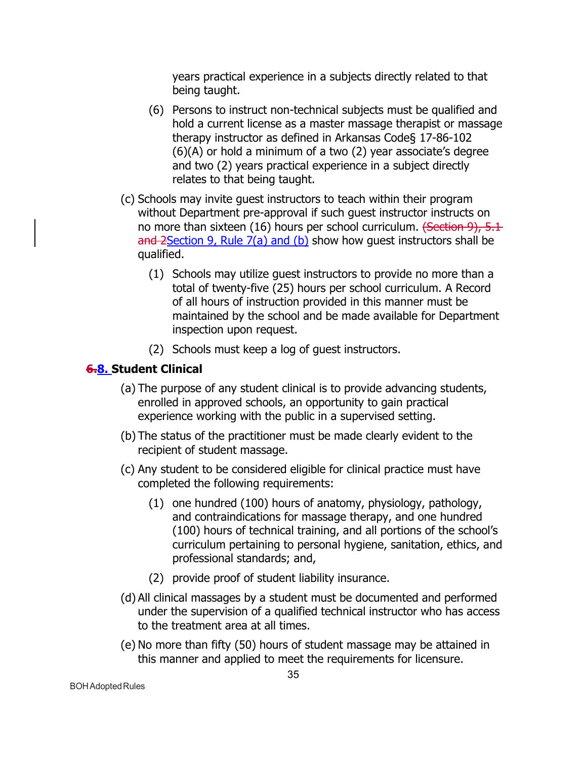years practical experience in a subjects directly related to that being taught.

(6) Persons to instruct non-technical subjects must be qualified and hold a current license as a master massage therapist or massage therapy instructor as defined in Arkansas Code§ 17-86-102 (6)(A) or hold a minimum of a two (2) year associate's degree and two (2) years practical experience in a subject directly relates to that being taught.

(c) Schools may invite guest instructors to teach within their program without Department pre-approval if such guest instructor instructs on no more than sixteen (16) hours per school curriculum. ~~(Section 9), 5.1 and 2~~Section 9, Rule 7(a) and (b) show how guest instructors shall be qualified.

(1) Schools may utilize guest instructors to provide no more than a total of twenty-five (25) hours per school curriculum. A Record of all hours of instruction provided in this manner must be maintained by the school and be made available for Department inspection upon request.

(2) Schools must keep a log of guest instructors.

### ~~6.~~8. Student Clinical

(a) The purpose of any student clinical is to provide advancing students, enrolled in approved schools, an opportunity to gain practical experience working with the public in a supervised setting.

(b) The status of the practitioner must be made clearly evident to the recipient of student massage.

(c) Any student to be considered eligible for clinical practice must have completed the following requirements:

(1) one hundred (100) hours of anatomy, physiology, pathology, and contraindications for massage therapy, and one hundred (100) hours of technical training, and all portions of the school's curriculum pertaining to personal hygiene, sanitation, ethics, and professional standards; and,

(2) provide proof of student liability insurance.

(d) All clinical massages by a student must be documented and performed under the supervision of a qualified technical instructor who has access to the treatment area at all times.

(e) No more than fifty (50) hours of student massage may be attained in this manner and applied to meet the requirements for licensure.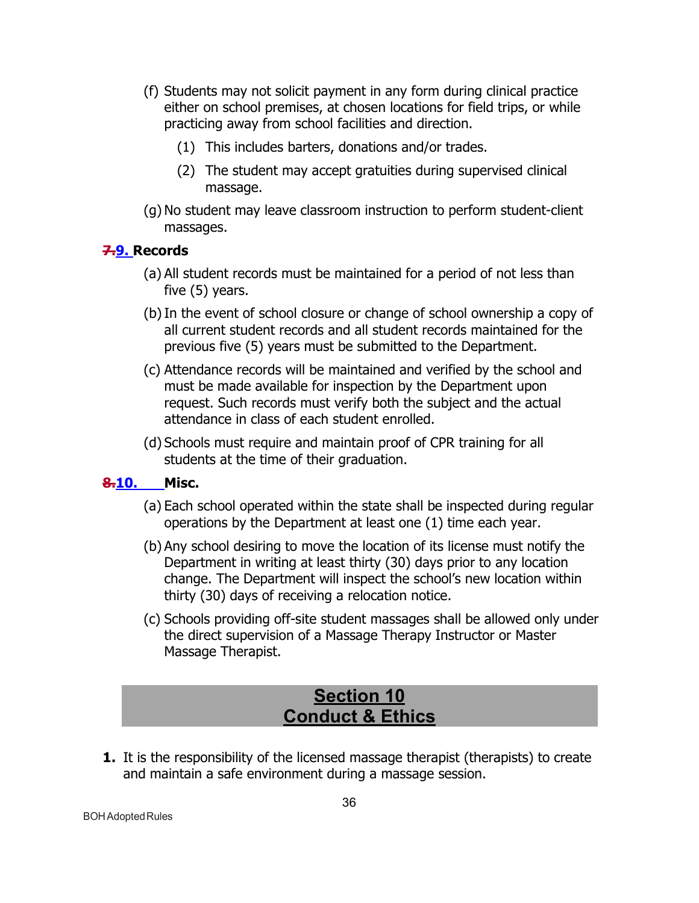(f) Students may not solicit payment in any form during clinical practice either on school premises, at chosen locations for field trips, or while practicing away from school facilities and direction.

   (1) This includes barters, donations and/or trades.

   (2) The student may accept gratuities during supervised clinical massage.

(g) No student may leave classroom instruction to perform student-client massages.

**~~7.~~9. Records**

(a) All student records must be maintained for a period of not less than five (5) years.

(b) In the event of school closure or change of school ownership a copy of all current student records and all student records maintained for the previous five (5) years must be submitted to the Department.

(c) Attendance records will be maintained and verified by the school and must be made available for inspection by the Department upon request. Such records must verify both the subject and the actual attendance in class of each student enrolled.

(d) Schools must require and maintain proof of CPR training for all students at the time of their graduation.

**~~8.~~10. Misc.**

(a) Each school operated within the state shall be inspected during regular operations by the Department at least one (1) time each year.

(b) Any school desiring to move the location of its license must notify the Department in writing at least thirty (30) days prior to any location change. The Department will inspect the school's new location within thirty (30) days of receiving a relocation notice.

(c) Schools providing off-site student massages shall be allowed only under the direct supervision of a Massage Therapy Instructor or Master Massage Therapist.

## Section 10
## Conduct & Ethics

**1.** It is the responsibility of the licensed massage therapist (therapists) to create and maintain a safe environment during a massage session.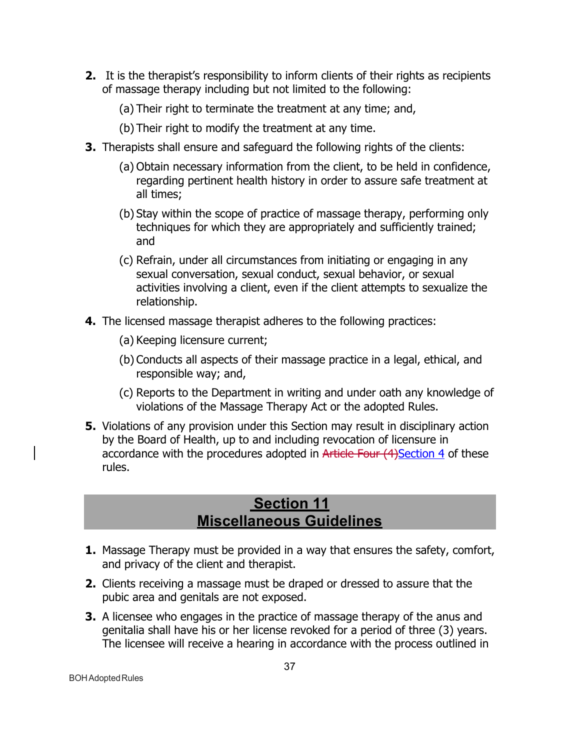2. It is the therapist's responsibility to inform clients of their rights as recipients of massage therapy including but not limited to the following:

   (a) Their right to terminate the treatment at any time; and,

   (b) Their right to modify the treatment at any time.

3. Therapists shall ensure and safeguard the following rights of the clients:

   (a) Obtain necessary information from the client, to be held in confidence, regarding pertinent health history in order to assure safe treatment at all times;

   (b) Stay within the scope of practice of massage therapy, performing only techniques for which they are appropriately and sufficiently trained; and

   (c) Refrain, under all circumstances from initiating or engaging in any sexual conversation, sexual conduct, sexual behavior, or sexual activities involving a client, even if the client attempts to sexualize the relationship.

4. The licensed massage therapist adheres to the following practices:

   (a) Keeping licensure current;

   (b) Conducts all aspects of their massage practice in a legal, ethical, and responsible way; and,

   (c) Reports to the Department in writing and under oath any knowledge of violations of the Massage Therapy Act or the adopted Rules.

5. Violations of any provision under this Section may result in disciplinary action by the Board of Health, up to and including revocation of licensure in accordance with the procedures adopted in ~~Article Four (4)~~Section 4 of these rules.

## Section 11
## Miscellaneous Guidelines

1. Massage Therapy must be provided in a way that ensures the safety, comfort, and privacy of the client and therapist.

2. Clients receiving a massage must be draped or dressed to assure that the pubic area and genitals are not exposed.

3. A licensee who engages in the practice of massage therapy of the anus and genitalia shall have his or her license revoked for a period of three (3) years. The licensee will receive a hearing in accordance with the process outlined in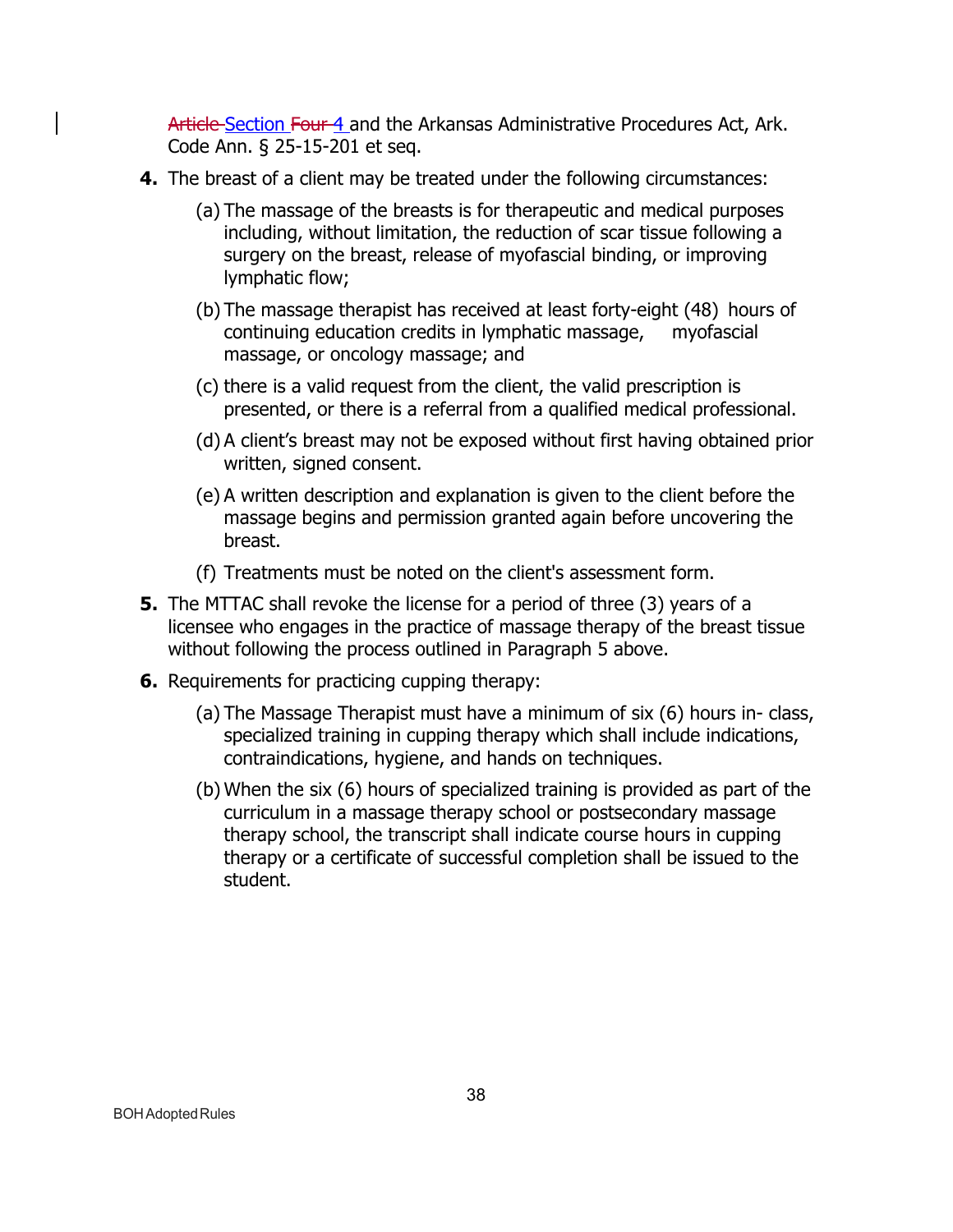~~Article~~ Section ~~Four~~ 4 and the Arkansas Administrative Procedures Act, Ark. Code Ann. § 25-15-201 et seq.

**4.** The breast of a client may be treated under the following circumstances:

   (a) The massage of the breasts is for therapeutic and medical purposes including, without limitation, the reduction of scar tissue following a surgery on the breast, release of myofascial binding, or improving lymphatic flow;

   (b) The massage therapist has received at least forty-eight (48) hours of continuing education credits in lymphatic massage, myofascial massage, or oncology massage; and

   (c) there is a valid request from the client, the valid prescription is presented, or there is a referral from a qualified medical professional.

   (d) A client's breast may not be exposed without first having obtained prior written, signed consent.

   (e) A written description and explanation is given to the client before the massage begins and permission granted again before uncovering the breast.

   (f) Treatments must be noted on the client's assessment form.

**5.** The MTTAC shall revoke the license for a period of three (3) years of a licensee who engages in the practice of massage therapy of the breast tissue without following the process outlined in Paragraph 5 above.

**6.** Requirements for practicing cupping therapy:

   (a) The Massage Therapist must have a minimum of six (6) hours in- class, specialized training in cupping therapy which shall include indications, contraindications, hygiene, and hands on techniques.

   (b) When the six (6) hours of specialized training is provided as part of the curriculum in a massage therapy school or postsecondary massage therapy school, the transcript shall indicate course hours in cupping therapy or a certificate of successful completion shall be issued to the student.